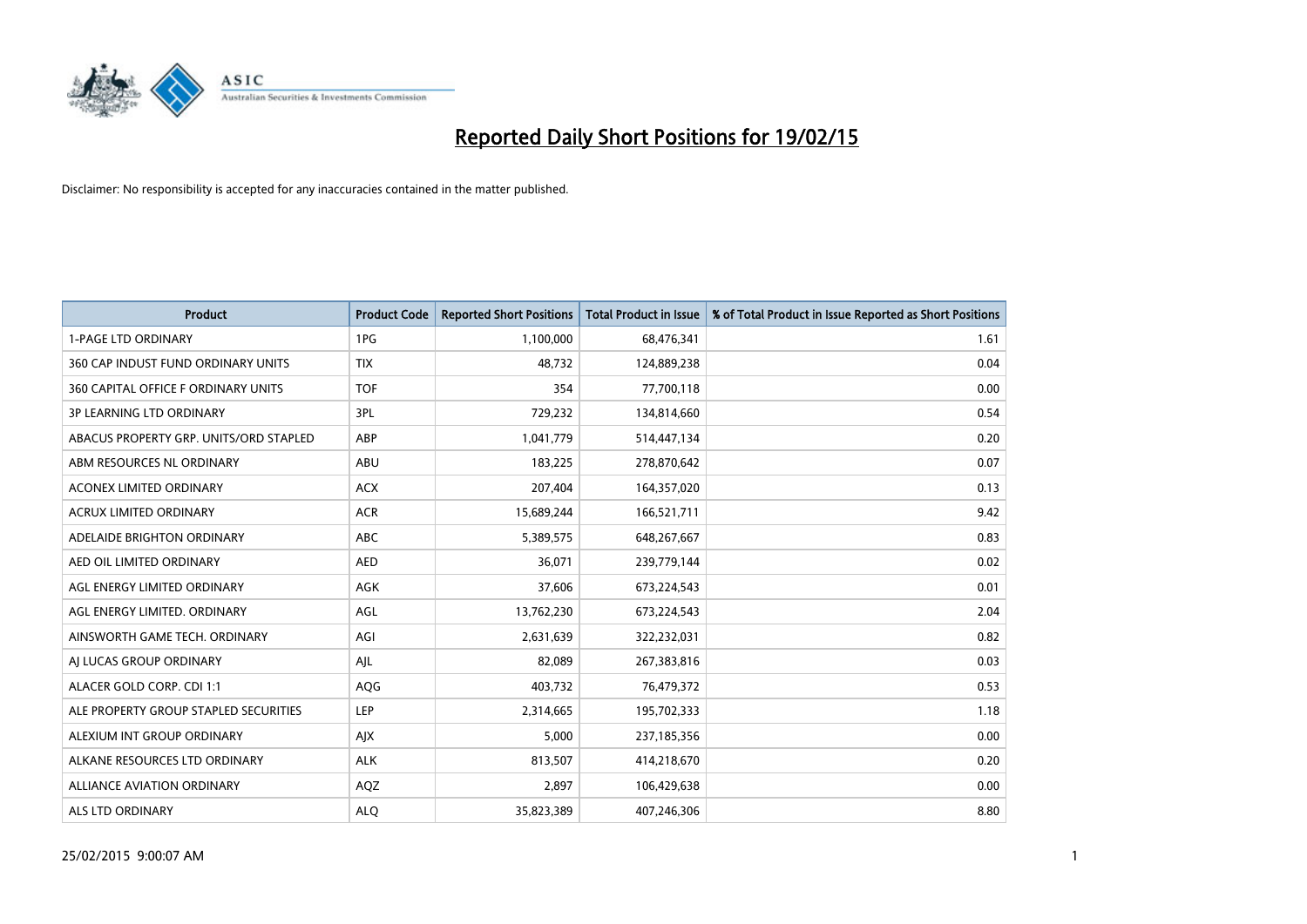# Reported Daily Short Positions for 19/02/15

Disclaimer: No responsibility is accepted for any inaccuracies contained in the matter published.

| Product | Product Code | Reported Short Positions | Total Product in Issue | % of Total Product in Issue Reported as Short Positions |
|---|---|---|---|---|
| 1-PAGE LTD ORDINARY | 1PG | 1,100,000 | 68,476,341 | 1.61 |
| 360 CAP INDUST FUND ORDINARY UNITS | TIX | 48,732 | 124,889,238 | 0.04 |
| 360 CAPITAL OFFICE F ORDINARY UNITS | TOF | 354 | 77,700,118 | 0.00 |
| 3P LEARNING LTD ORDINARY | 3PL | 729,232 | 134,814,660 | 0.54 |
| ABACUS PROPERTY GRP. UNITS/ORD STAPLED | ABP | 1,041,779 | 514,447,134 | 0.20 |
| ABM RESOURCES NL ORDINARY | ABU | 183,225 | 278,870,642 | 0.07 |
| ACONEX LIMITED ORDINARY | ACX | 207,404 | 164,357,020 | 0.13 |
| ACRUX LIMITED ORDINARY | ACR | 15,689,244 | 166,521,711 | 9.42 |
| ADELAIDE BRIGHTON ORDINARY | ABC | 5,389,575 | 648,267,667 | 0.83 |
| AED OIL LIMITED ORDINARY | AED | 36,071 | 239,779,144 | 0.02 |
| AGL ENERGY LIMITED ORDINARY | AGK | 37,606 | 673,224,543 | 0.01 |
| AGL ENERGY LIMITED. ORDINARY | AGL | 13,762,230 | 673,224,543 | 2.04 |
| AINSWORTH GAME TECH. ORDINARY | AGI | 2,631,639 | 322,232,031 | 0.82 |
| AJ LUCAS GROUP ORDINARY | AJL | 82,089 | 267,383,816 | 0.03 |
| ALACER GOLD CORP. CDI 1:1 | AQG | 403,732 | 76,479,372 | 0.53 |
| ALE PROPERTY GROUP STAPLED SECURITIES | LEP | 2,314,665 | 195,702,333 | 1.18 |
| ALEXIUM INT GROUP ORDINARY | AJX | 5,000 | 237,185,356 | 0.00 |
| ALKANE RESOURCES LTD ORDINARY | ALK | 813,507 | 414,218,670 | 0.20 |
| ALLIANCE AVIATION ORDINARY | AQZ | 2,897 | 106,429,638 | 0.00 |
| ALS LTD ORDINARY | ALQ | 35,823,389 | 407,246,306 | 8.80 |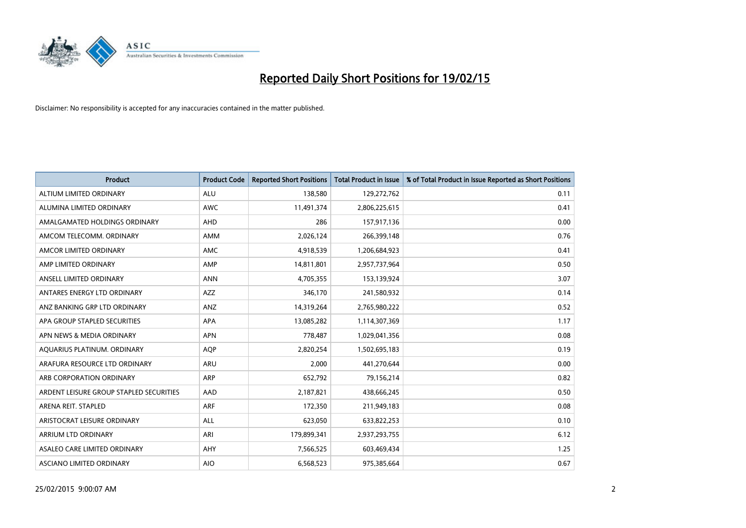# Reported Daily Short Positions for 19/02/15

Disclaimer: No responsibility is accepted for any inaccuracies contained in the matter published.

| Product | Product Code | Reported Short Positions | Total Product in Issue | % of Total Product in Issue Reported as Short Positions |
| --- | --- | --- | --- | --- |
| ALTIUM LIMITED ORDINARY | ALU | 138,580 | 129,272,762 | 0.11 |
| ALUMINA LIMITED ORDINARY | AWC | 11,491,374 | 2,806,225,615 | 0.41 |
| AMALGAMATED HOLDINGS ORDINARY | AHD | 286 | 157,917,136 | 0.00 |
| AMCOM TELECOMM. ORDINARY | AMM | 2,026,124 | 266,399,148 | 0.76 |
| AMCOR LIMITED ORDINARY | AMC | 4,918,539 | 1,206,684,923 | 0.41 |
| AMP LIMITED ORDINARY | AMP | 14,811,801 | 2,957,737,964 | 0.50 |
| ANSELL LIMITED ORDINARY | ANN | 4,705,355 | 153,139,924 | 3.07 |
| ANTARES ENERGY LTD ORDINARY | AZZ | 346,170 | 241,580,932 | 0.14 |
| ANZ BANKING GRP LTD ORDINARY | ANZ | 14,319,264 | 2,765,980,222 | 0.52 |
| APA GROUP STAPLED SECURITIES | APA | 13,085,282 | 1,114,307,369 | 1.17 |
| APN NEWS & MEDIA ORDINARY | APN | 778,487 | 1,029,041,356 | 0.08 |
| AQUARIUS PLATINUM. ORDINARY | AQP | 2,820,254 | 1,502,695,183 | 0.19 |
| ARAFURA RESOURCE LTD ORDINARY | ARU | 2,000 | 441,270,644 | 0.00 |
| ARB CORPORATION ORDINARY | ARP | 652,792 | 79,156,214 | 0.82 |
| ARDENT LEISURE GROUP STAPLED SECURITIES | AAD | 2,187,821 | 438,666,245 | 0.50 |
| ARENA REIT. STAPLED | ARF | 172,350 | 211,949,183 | 0.08 |
| ARISTOCRAT LEISURE ORDINARY | ALL | 623,050 | 633,822,253 | 0.10 |
| ARRIUM LTD ORDINARY | ARI | 179,899,341 | 2,937,293,755 | 6.12 |
| ASALEO CARE LIMITED ORDINARY | AHY | 7,566,525 | 603,469,434 | 1.25 |
| ASCIANO LIMITED ORDINARY | AIO | 6,568,523 | 975,385,664 | 0.67 |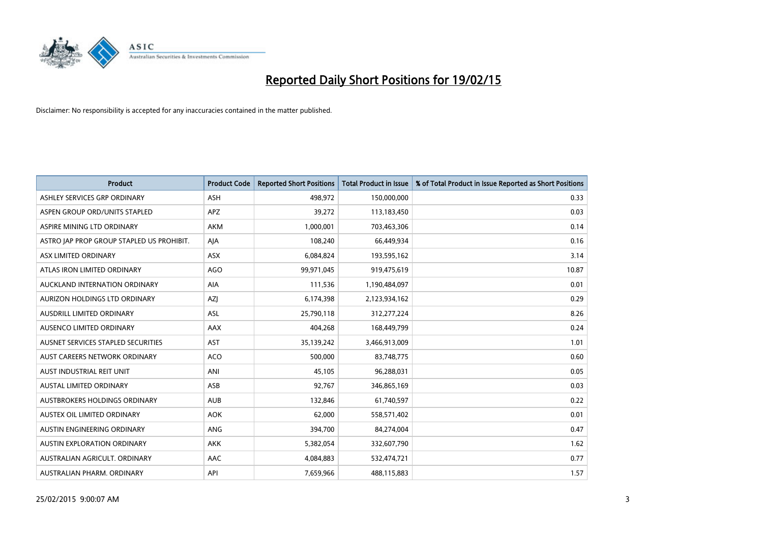# Reported Daily Short Positions for 19/02/15

Disclaimer: No responsibility is accepted for any inaccuracies contained in the matter published.

| Product | Product Code | Reported Short Positions | Total Product in Issue | % of Total Product in Issue Reported as Short Positions |
|---|---|---|---|---|
| ASHLEY SERVICES GRP ORDINARY | ASH | 498,972 | 150,000,000 | 0.33 |
| ASPEN GROUP ORD/UNITS STAPLED | APZ | 39,272 | 113,183,450 | 0.03 |
| ASPIRE MINING LTD ORDINARY | AKM | 1,000,001 | 703,463,306 | 0.14 |
| ASTRO JAP PROP GROUP STAPLED US PROHIBIT. | AJA | 108,240 | 66,449,934 | 0.16 |
| ASX LIMITED ORDINARY | ASX | 6,084,824 | 193,595,162 | 3.14 |
| ATLAS IRON LIMITED ORDINARY | AGO | 99,971,045 | 919,475,619 | 10.87 |
| AUCKLAND INTERNATION ORDINARY | AIA | 111,536 | 1,190,484,097 | 0.01 |
| AURIZON HOLDINGS LTD ORDINARY | AZJ | 6,174,398 | 2,123,934,162 | 0.29 |
| AUSDRILL LIMITED ORDINARY | ASL | 25,790,118 | 312,277,224 | 8.26 |
| AUSENCO LIMITED ORDINARY | AAX | 404,268 | 168,449,799 | 0.24 |
| AUSNET SERVICES STAPLED SECURITIES | AST | 35,139,242 | 3,466,913,009 | 1.01 |
| AUST CAREERS NETWORK ORDINARY | ACO | 500,000 | 83,748,775 | 0.60 |
| AUST INDUSTRIAL REIT UNIT | ANI | 45,105 | 96,288,031 | 0.05 |
| AUSTAL LIMITED ORDINARY | ASB | 92,767 | 346,865,169 | 0.03 |
| AUSTBROKERS HOLDINGS ORDINARY | AUB | 132,846 | 61,740,597 | 0.22 |
| AUSTEX OIL LIMITED ORDINARY | AOK | 62,000 | 558,571,402 | 0.01 |
| AUSTIN ENGINEERING ORDINARY | ANG | 394,700 | 84,274,004 | 0.47 |
| AUSTIN EXPLORATION ORDINARY | AKK | 5,382,054 | 332,607,790 | 1.62 |
| AUSTRALIAN AGRICULT. ORDINARY | AAC | 4,084,883 | 532,474,721 | 0.77 |
| AUSTRALIAN PHARM. ORDINARY | API | 7,659,966 | 488,115,883 | 1.57 |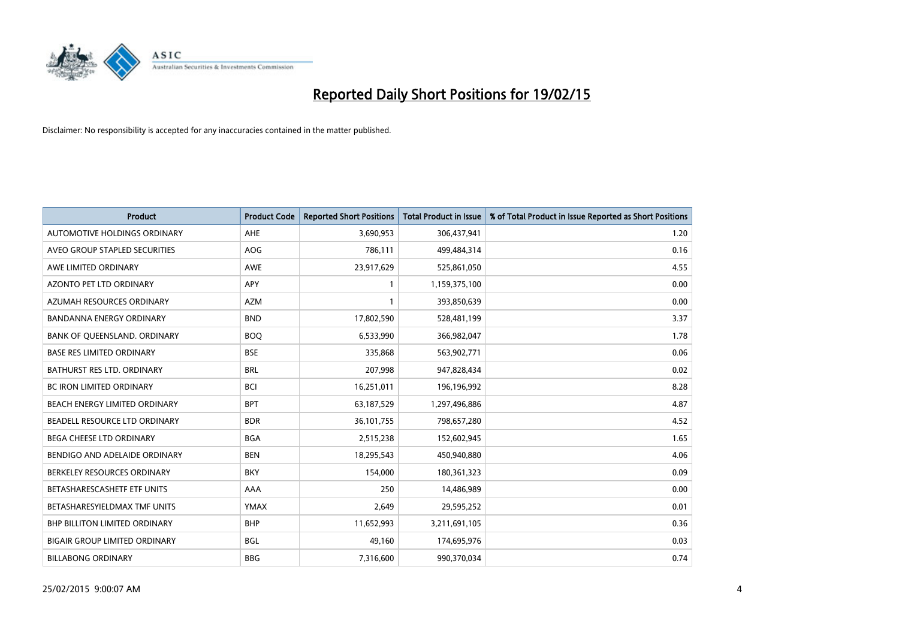# Reported Daily Short Positions for 19/02/15

Disclaimer: No responsibility is accepted for any inaccuracies contained in the matter published.

| Product | Product Code | Reported Short Positions | Total Product in Issue | % of Total Product in Issue Reported as Short Positions |
|---|---|---|---|---|
| AUTOMOTIVE HOLDINGS ORDINARY | AHE | 3,690,953 | 306,437,941 | 1.20 |
| AVEO GROUP STAPLED SECURITIES | AOG | 786,111 | 499,484,314 | 0.16 |
| AWE LIMITED ORDINARY | AWE | 23,917,629 | 525,861,050 | 4.55 |
| AZONTO PET LTD ORDINARY | APY | 1 | 1,159,375,100 | 0.00 |
| AZUMAH RESOURCES ORDINARY | AZM | 1 | 393,850,639 | 0.00 |
| BANDANNA ENERGY ORDINARY | BND | 17,802,590 | 528,481,199 | 3.37 |
| BANK OF QUEENSLAND. ORDINARY | BOQ | 6,533,990 | 366,982,047 | 1.78 |
| BASE RES LIMITED ORDINARY | BSE | 335,868 | 563,902,771 | 0.06 |
| BATHURST RES LTD. ORDINARY | BRL | 207,998 | 947,828,434 | 0.02 |
| BC IRON LIMITED ORDINARY | BCI | 16,251,011 | 196,196,992 | 8.28 |
| BEACH ENERGY LIMITED ORDINARY | BPT | 63,187,529 | 1,297,496,886 | 4.87 |
| BEADELL RESOURCE LTD ORDINARY | BDR | 36,101,755 | 798,657,280 | 4.52 |
| BEGA CHEESE LTD ORDINARY | BGA | 2,515,238 | 152,602,945 | 1.65 |
| BENDIGO AND ADELAIDE ORDINARY | BEN | 18,295,543 | 450,940,880 | 4.06 |
| BERKELEY RESOURCES ORDINARY | BKY | 154,000 | 180,361,323 | 0.09 |
| BETASHARESCASHETF ETF UNITS | AAA | 250 | 14,486,989 | 0.00 |
| BETASHARESYIELDMAX TMF UNITS | YMAX | 2,649 | 29,595,252 | 0.01 |
| BHP BILLITON LIMITED ORDINARY | BHP | 11,652,993 | 3,211,691,105 | 0.36 |
| BIGAIR GROUP LIMITED ORDINARY | BGL | 49,160 | 174,695,976 | 0.03 |
| BILLABONG ORDINARY | BBG | 7,316,600 | 990,370,034 | 0.74 |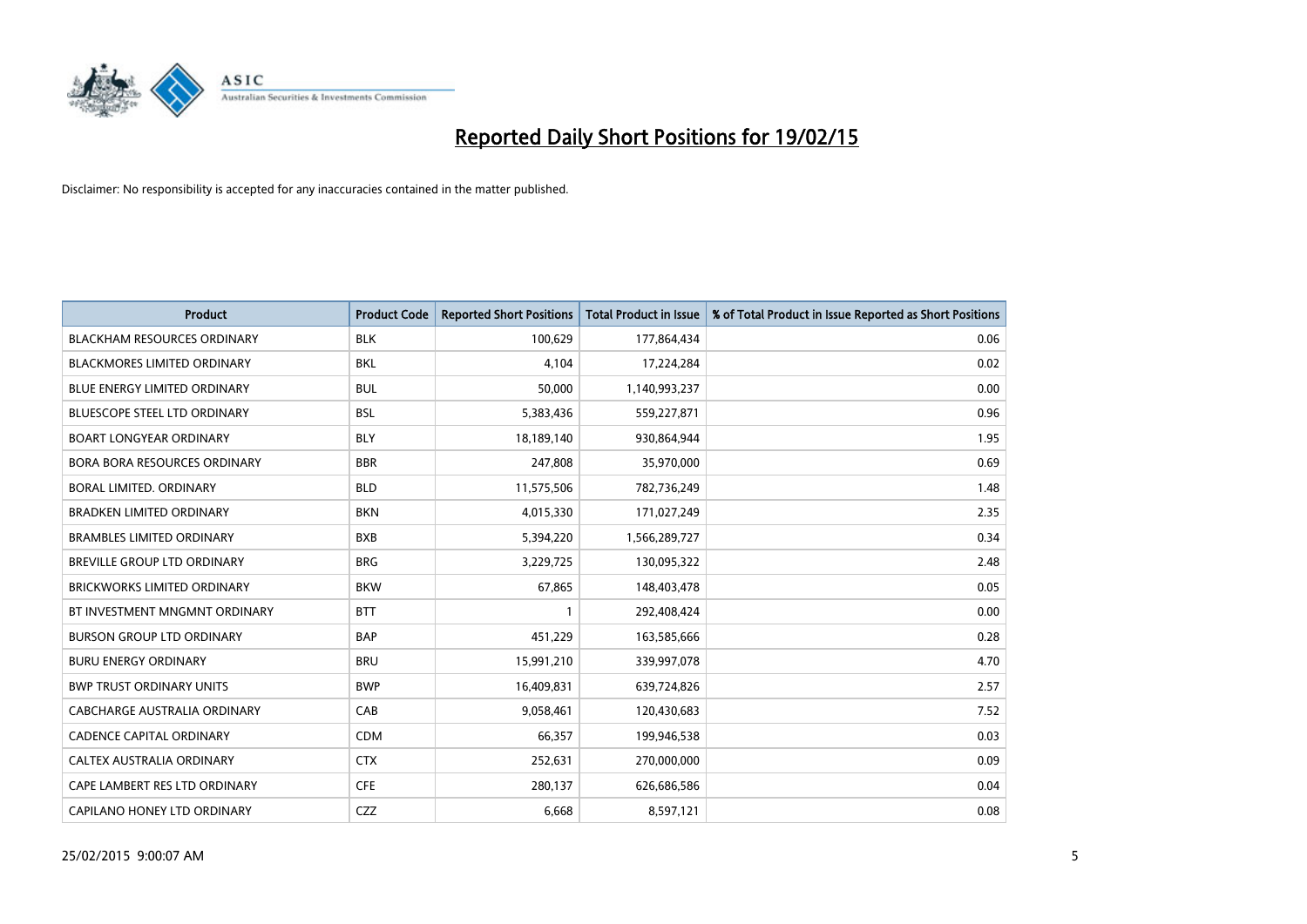# Reported Daily Short Positions for 19/02/15

Disclaimer: No responsibility is accepted for any inaccuracies contained in the matter published.

| Product | Product Code | Reported Short Positions | Total Product in Issue | % of Total Product in Issue Reported as Short Positions |
|---|---|---|---|---|
| BLACKHAM RESOURCES ORDINARY | BLK | 100,629 | 177,864,434 | 0.06 |
| BLACKMORES LIMITED ORDINARY | BKL | 4,104 | 17,224,284 | 0.02 |
| BLUE ENERGY LIMITED ORDINARY | BUL | 50,000 | 1,140,993,237 | 0.00 |
| BLUESCOPE STEEL LTD ORDINARY | BSL | 5,383,436 | 559,227,871 | 0.96 |
| BOART LONGYEAR ORDINARY | BLY | 18,189,140 | 930,864,944 | 1.95 |
| BORA BORA RESOURCES ORDINARY | BBR | 247,808 | 35,970,000 | 0.69 |
| BORAL LIMITED. ORDINARY | BLD | 11,575,506 | 782,736,249 | 1.48 |
| BRADKEN LIMITED ORDINARY | BKN | 4,015,330 | 171,027,249 | 2.35 |
| BRAMBLES LIMITED ORDINARY | BXB | 5,394,220 | 1,566,289,727 | 0.34 |
| BREVILLE GROUP LTD ORDINARY | BRG | 3,229,725 | 130,095,322 | 2.48 |
| BRICKWORKS LIMITED ORDINARY | BKW | 67,865 | 148,403,478 | 0.05 |
| BT INVESTMENT MNGMNT ORDINARY | BTT | 1 | 292,408,424 | 0.00 |
| BURSON GROUP LTD ORDINARY | BAP | 451,229 | 163,585,666 | 0.28 |
| BURU ENERGY ORDINARY | BRU | 15,991,210 | 339,997,078 | 4.70 |
| BWP TRUST ORDINARY UNITS | BWP | 16,409,831 | 639,724,826 | 2.57 |
| CABCHARGE AUSTRALIA ORDINARY | CAB | 9,058,461 | 120,430,683 | 7.52 |
| CADENCE CAPITAL ORDINARY | CDM | 66,357 | 199,946,538 | 0.03 |
| CALTEX AUSTRALIA ORDINARY | CTX | 252,631 | 270,000,000 | 0.09 |
| CAPE LAMBERT RES LTD ORDINARY | CFE | 280,137 | 626,686,586 | 0.04 |
| CAPILANO HONEY LTD ORDINARY | CZZ | 6,668 | 8,597,121 | 0.08 |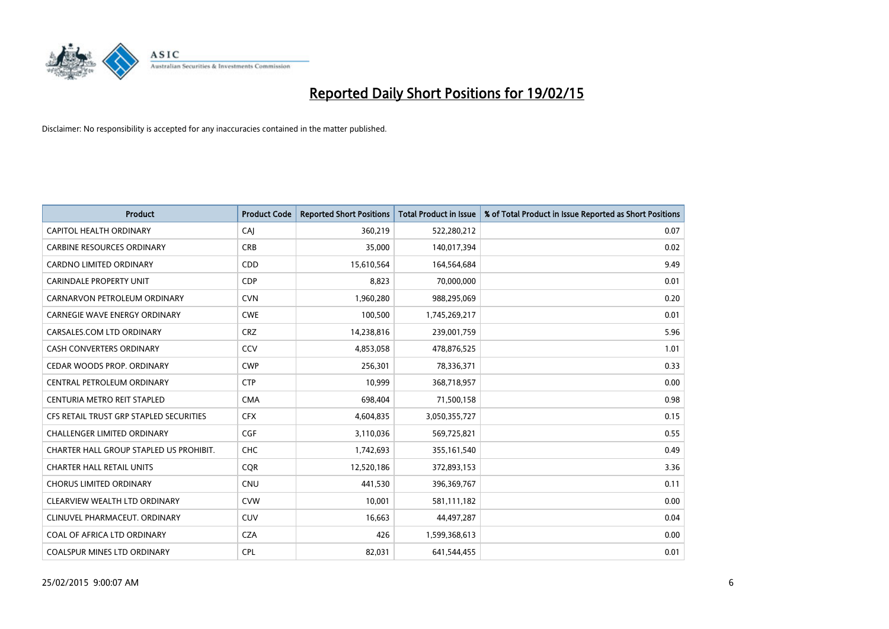# Reported Daily Short Positions for 19/02/15

Disclaimer: No responsibility is accepted for any inaccuracies contained in the matter published.

| Product | Product Code | Reported Short Positions | Total Product in Issue | % of Total Product in Issue Reported as Short Positions |
|---|---|---|---|---|
| CAPITOL HEALTH ORDINARY | CAJ | 360,219 | 522,280,212 | 0.07 |
| CARBINE RESOURCES ORDINARY | CRB | 35,000 | 140,017,394 | 0.02 |
| CARDNO LIMITED ORDINARY | CDD | 15,610,564 | 164,564,684 | 9.49 |
| CARINDALE PROPERTY UNIT | CDP | 8,823 | 70,000,000 | 0.01 |
| CARNARVON PETROLEUM ORDINARY | CVN | 1,960,280 | 988,295,069 | 0.20 |
| CARNEGIE WAVE ENERGY ORDINARY | CWE | 100,500 | 1,745,269,217 | 0.01 |
| CARSALES.COM LTD ORDINARY | CRZ | 14,238,816 | 239,001,759 | 5.96 |
| CASH CONVERTERS ORDINARY | CCV | 4,853,058 | 478,876,525 | 1.01 |
| CEDAR WOODS PROP. ORDINARY | CWP | 256,301 | 78,336,371 | 0.33 |
| CENTRAL PETROLEUM ORDINARY | CTP | 10,999 | 368,718,957 | 0.00 |
| CENTURIA METRO REIT STAPLED | CMA | 698,404 | 71,500,158 | 0.98 |
| CFS RETAIL TRUST GRP STAPLED SECURITIES | CFX | 4,604,835 | 3,050,355,727 | 0.15 |
| CHALLENGER LIMITED ORDINARY | CGF | 3,110,036 | 569,725,821 | 0.55 |
| CHARTER HALL GROUP STAPLED US PROHIBIT. | CHC | 1,742,693 | 355,161,540 | 0.49 |
| CHARTER HALL RETAIL UNITS | CQR | 12,520,186 | 372,893,153 | 3.36 |
| CHORUS LIMITED ORDINARY | CNU | 441,530 | 396,369,767 | 0.11 |
| CLEARVIEW WEALTH LTD ORDINARY | CVW | 10,001 | 581,111,182 | 0.00 |
| CLINUVEL PHARMACEUT. ORDINARY | CUV | 16,663 | 44,497,287 | 0.04 |
| COAL OF AFRICA LTD ORDINARY | CZA | 426 | 1,599,368,613 | 0.00 |
| COALSPUR MINES LTD ORDINARY | CPL | 82,031 | 641,544,455 | 0.01 |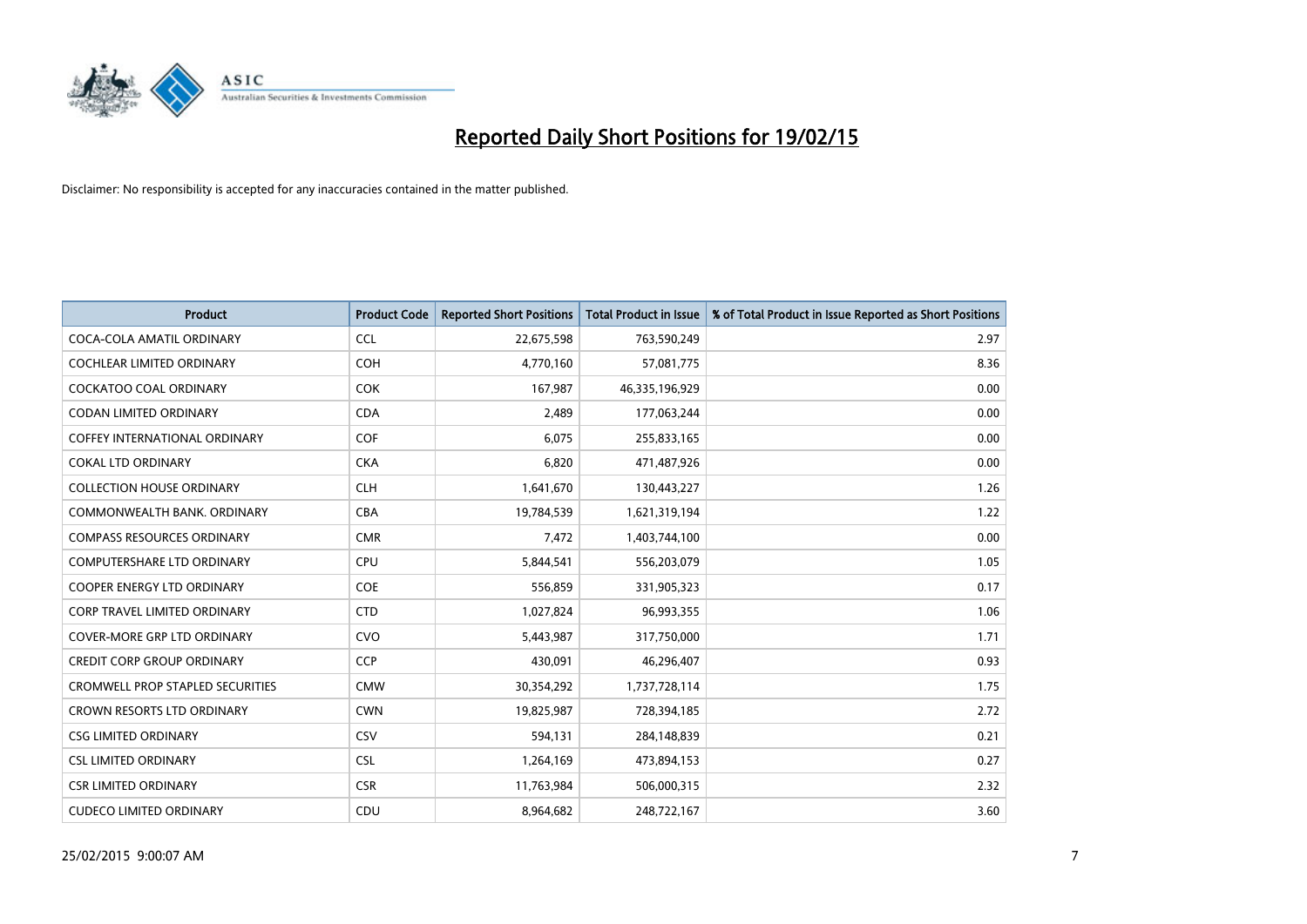# Reported Daily Short Positions for 19/02/15

Disclaimer: No responsibility is accepted for any inaccuracies contained in the matter published.

| Product | Product Code | Reported Short Positions | Total Product in Issue | % of Total Product in Issue Reported as Short Positions |
|---|---|---|---|---|
| COCA-COLA AMATIL ORDINARY | CCL | 22,675,598 | 763,590,249 | 2.97 |
| COCHLEAR LIMITED ORDINARY | COH | 4,770,160 | 57,081,775 | 8.36 |
| COCKATOO COAL ORDINARY | COK | 167,987 | 46,335,196,929 | 0.00 |
| CODAN LIMITED ORDINARY | CDA | 2,489 | 177,063,244 | 0.00 |
| COFFEY INTERNATIONAL ORDINARY | COF | 6,075 | 255,833,165 | 0.00 |
| COKAL LTD ORDINARY | CKA | 6,820 | 471,487,926 | 0.00 |
| COLLECTION HOUSE ORDINARY | CLH | 1,641,670 | 130,443,227 | 1.26 |
| COMMONWEALTH BANK. ORDINARY | CBA | 19,784,539 | 1,621,319,194 | 1.22 |
| COMPASS RESOURCES ORDINARY | CMR | 7,472 | 1,403,744,100 | 0.00 |
| COMPUTERSHARE LTD ORDINARY | CPU | 5,844,541 | 556,203,079 | 1.05 |
| COOPER ENERGY LTD ORDINARY | COE | 556,859 | 331,905,323 | 0.17 |
| CORP TRAVEL LIMITED ORDINARY | CTD | 1,027,824 | 96,993,355 | 1.06 |
| COVER-MORE GRP LTD ORDINARY | CVO | 5,443,987 | 317,750,000 | 1.71 |
| CREDIT CORP GROUP ORDINARY | CCP | 430,091 | 46,296,407 | 0.93 |
| CROMWELL PROP STAPLED SECURITIES | CMW | 30,354,292 | 1,737,728,114 | 1.75 |
| CROWN RESORTS LTD ORDINARY | CWN | 19,825,987 | 728,394,185 | 2.72 |
| CSG LIMITED ORDINARY | CSV | 594,131 | 284,148,839 | 0.21 |
| CSL LIMITED ORDINARY | CSL | 1,264,169 | 473,894,153 | 0.27 |
| CSR LIMITED ORDINARY | CSR | 11,763,984 | 506,000,315 | 2.32 |
| CUDECO LIMITED ORDINARY | CDU | 8,964,682 | 248,722,167 | 3.60 |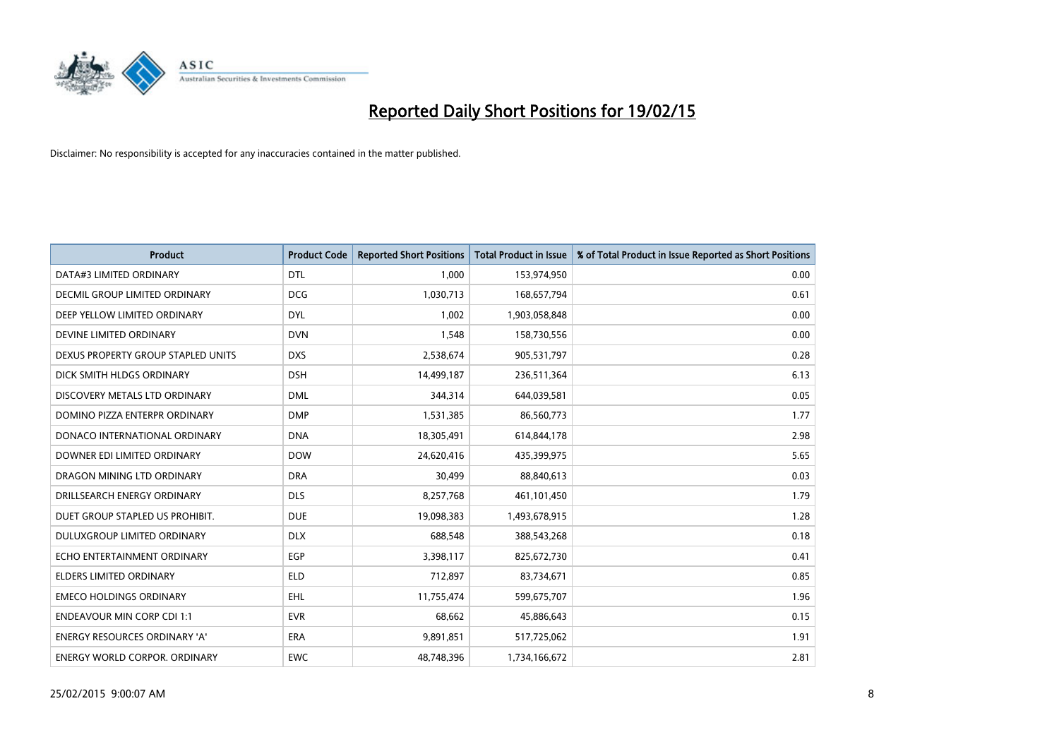# Reported Daily Short Positions for 19/02/15

Disclaimer: No responsibility is accepted for any inaccuracies contained in the matter published.

| Product | Product Code | Reported Short Positions | Total Product in Issue | % of Total Product in Issue Reported as Short Positions |
|---|---|---|---|---|
| DATA#3 LIMITED ORDINARY | DTL | 1,000 | 153,974,950 | 0.00 |
| DECMIL GROUP LIMITED ORDINARY | DCG | 1,030,713 | 168,657,794 | 0.61 |
| DEEP YELLOW LIMITED ORDINARY | DYL | 1,002 | 1,903,058,848 | 0.00 |
| DEVINE LIMITED ORDINARY | DVN | 1,548 | 158,730,556 | 0.00 |
| DEXUS PROPERTY GROUP STAPLED UNITS | DXS | 2,538,674 | 905,531,797 | 0.28 |
| DICK SMITH HLDGS ORDINARY | DSH | 14,499,187 | 236,511,364 | 6.13 |
| DISCOVERY METALS LTD ORDINARY | DML | 344,314 | 644,039,581 | 0.05 |
| DOMINO PIZZA ENTERPR ORDINARY | DMP | 1,531,385 | 86,560,773 | 1.77 |
| DONACO INTERNATIONAL ORDINARY | DNA | 18,305,491 | 614,844,178 | 2.98 |
| DOWNER EDI LIMITED ORDINARY | DOW | 24,620,416 | 435,399,975 | 5.65 |
| DRAGON MINING LTD ORDINARY | DRA | 30,499 | 88,840,613 | 0.03 |
| DRILLSEARCH ENERGY ORDINARY | DLS | 8,257,768 | 461,101,450 | 1.79 |
| DUET GROUP STAPLED US PROHIBIT. | DUE | 19,098,383 | 1,493,678,915 | 1.28 |
| DULUXGROUP LIMITED ORDINARY | DLX | 688,548 | 388,543,268 | 0.18 |
| ECHO ENTERTAINMENT ORDINARY | EGP | 3,398,117 | 825,672,730 | 0.41 |
| ELDERS LIMITED ORDINARY | ELD | 712,897 | 83,734,671 | 0.85 |
| EMECO HOLDINGS ORDINARY | EHL | 11,755,474 | 599,675,707 | 1.96 |
| ENDEAVOUR MIN CORP CDI 1:1 | EVR | 68,662 | 45,886,643 | 0.15 |
| ENERGY RESOURCES ORDINARY 'A' | ERA | 9,891,851 | 517,725,062 | 1.91 |
| ENERGY WORLD CORPOR. ORDINARY | EWC | 48,748,396 | 1,734,166,672 | 2.81 |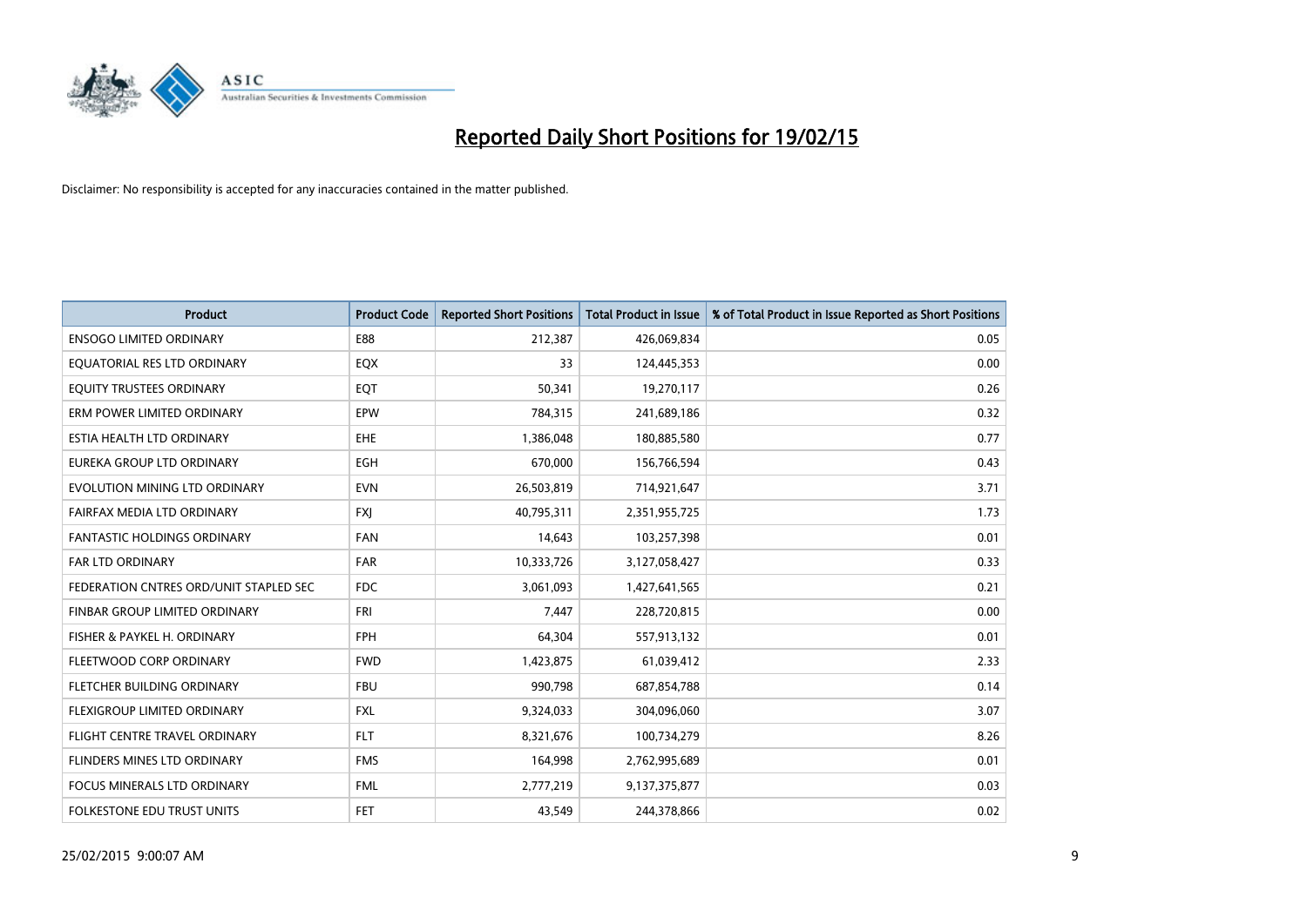# Reported Daily Short Positions for 19/02/15

Disclaimer: No responsibility is accepted for any inaccuracies contained in the matter published.

| Product | Product Code | Reported Short Positions | Total Product in Issue | % of Total Product in Issue Reported as Short Positions |
|---|---|---|---|---|
| ENSOGO LIMITED ORDINARY | E88 | 212,387 | 426,069,834 | 0.05 |
| EQUATORIAL RES LTD ORDINARY | EQX | 33 | 124,445,353 | 0.00 |
| EQUITY TRUSTEES ORDINARY | EQT | 50,341 | 19,270,117 | 0.26 |
| ERM POWER LIMITED ORDINARY | EPW | 784,315 | 241,689,186 | 0.32 |
| ESTIA HEALTH LTD ORDINARY | EHE | 1,386,048 | 180,885,580 | 0.77 |
| EUREKA GROUP LTD ORDINARY | EGH | 670,000 | 156,766,594 | 0.43 |
| EVOLUTION MINING LTD ORDINARY | EVN | 26,503,819 | 714,921,647 | 3.71 |
| FAIRFAX MEDIA LTD ORDINARY | FXJ | 40,795,311 | 2,351,955,725 | 1.73 |
| FANTASTIC HOLDINGS ORDINARY | FAN | 14,643 | 103,257,398 | 0.01 |
| FAR LTD ORDINARY | FAR | 10,333,726 | 3,127,058,427 | 0.33 |
| FEDERATION CNTRES ORD/UNIT STAPLED SEC | FDC | 3,061,093 | 1,427,641,565 | 0.21 |
| FINBAR GROUP LIMITED ORDINARY | FRI | 7,447 | 228,720,815 | 0.00 |
| FISHER & PAYKEL H. ORDINARY | FPH | 64,304 | 557,913,132 | 0.01 |
| FLEETWOOD CORP ORDINARY | FWD | 1,423,875 | 61,039,412 | 2.33 |
| FLETCHER BUILDING ORDINARY | FBU | 990,798 | 687,854,788 | 0.14 |
| FLEXIGROUP LIMITED ORDINARY | FXL | 9,324,033 | 304,096,060 | 3.07 |
| FLIGHT CENTRE TRAVEL ORDINARY | FLT | 8,321,676 | 100,734,279 | 8.26 |
| FLINDERS MINES LTD ORDINARY | FMS | 164,998 | 2,762,995,689 | 0.01 |
| FOCUS MINERALS LTD ORDINARY | FML | 2,777,219 | 9,137,375,877 | 0.03 |
| FOLKESTONE EDU TRUST UNITS | FET | 43,549 | 244,378,866 | 0.02 |

25/02/2015 9:00:07 AM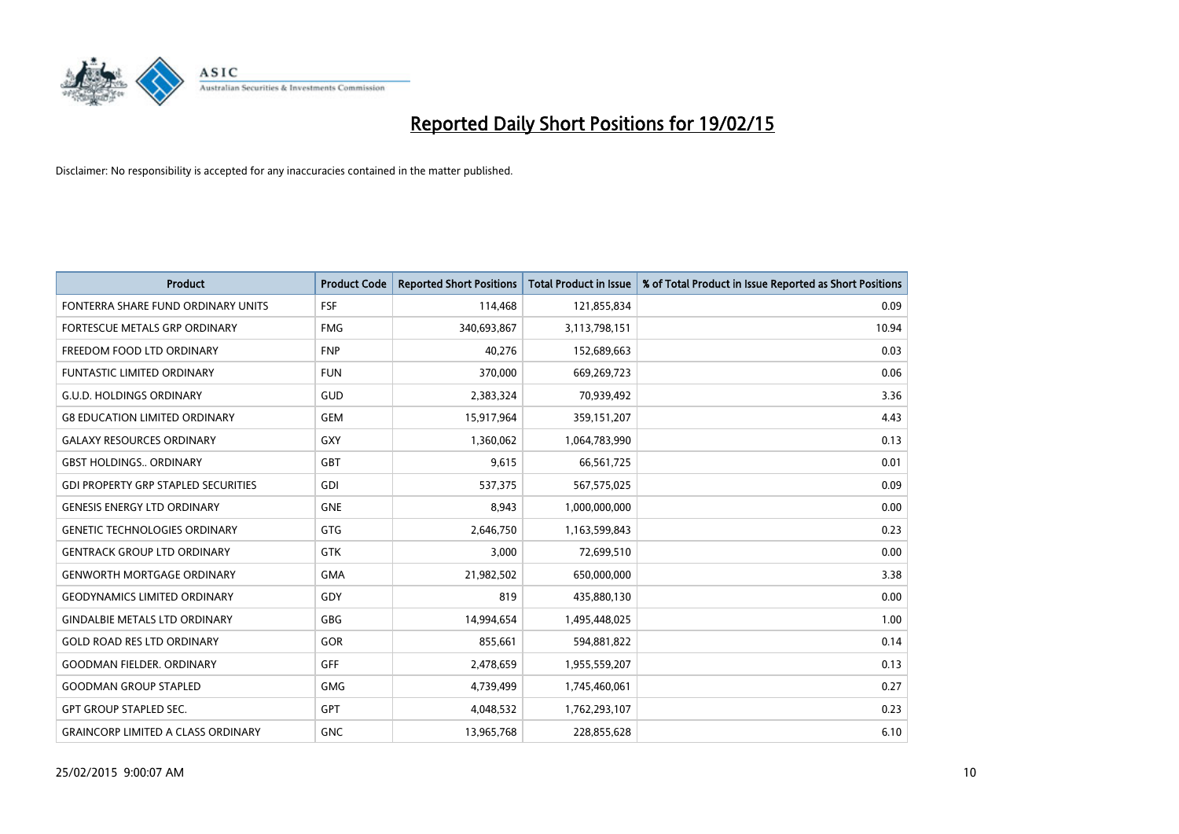# Reported Daily Short Positions for 19/02/15

Disclaimer: No responsibility is accepted for any inaccuracies contained in the matter published.

| Product | Product Code | Reported Short Positions | Total Product in Issue | % of Total Product in Issue Reported as Short Positions |
|---|---|---|---|---|
| FONTERRA SHARE FUND ORDINARY UNITS | FSF | 114,468 | 121,855,834 | 0.09 |
| FORTESCUE METALS GRP ORDINARY | FMG | 340,693,867 | 3,113,798,151 | 10.94 |
| FREEDOM FOOD LTD ORDINARY | FNP | 40,276 | 152,689,663 | 0.03 |
| FUNTASTIC LIMITED ORDINARY | FUN | 370,000 | 669,269,723 | 0.06 |
| G.U.D. HOLDINGS ORDINARY | GUD | 2,383,324 | 70,939,492 | 3.36 |
| G8 EDUCATION LIMITED ORDINARY | GEM | 15,917,964 | 359,151,207 | 4.43 |
| GALAXY RESOURCES ORDINARY | GXY | 1,360,062 | 1,064,783,990 | 0.13 |
| GBST HOLDINGS.. ORDINARY | GBT | 9,615 | 66,561,725 | 0.01 |
| GDI PROPERTY GRP STAPLED SECURITIES | GDI | 537,375 | 567,575,025 | 0.09 |
| GENESIS ENERGY LTD ORDINARY | GNE | 8,943 | 1,000,000,000 | 0.00 |
| GENETIC TECHNOLOGIES ORDINARY | GTG | 2,646,750 | 1,163,599,843 | 0.23 |
| GENTRACK GROUP LTD ORDINARY | GTK | 3,000 | 72,699,510 | 0.00 |
| GENWORTH MORTGAGE ORDINARY | GMA | 21,982,502 | 650,000,000 | 3.38 |
| GEODYNAMICS LIMITED ORDINARY | GDY | 819 | 435,880,130 | 0.00 |
| GINDALBIE METALS LTD ORDINARY | GBG | 14,994,654 | 1,495,448,025 | 1.00 |
| GOLD ROAD RES LTD ORDINARY | GOR | 855,661 | 594,881,822 | 0.14 |
| GOODMAN FIELDER. ORDINARY | GFF | 2,478,659 | 1,955,559,207 | 0.13 |
| GOODMAN GROUP STAPLED | GMG | 4,739,499 | 1,745,460,061 | 0.27 |
| GPT GROUP STAPLED SEC. | GPT | 4,048,532 | 1,762,293,107 | 0.23 |
| GRAINCORP LIMITED A CLASS ORDINARY | GNC | 13,965,768 | 228,855,628 | 6.10 |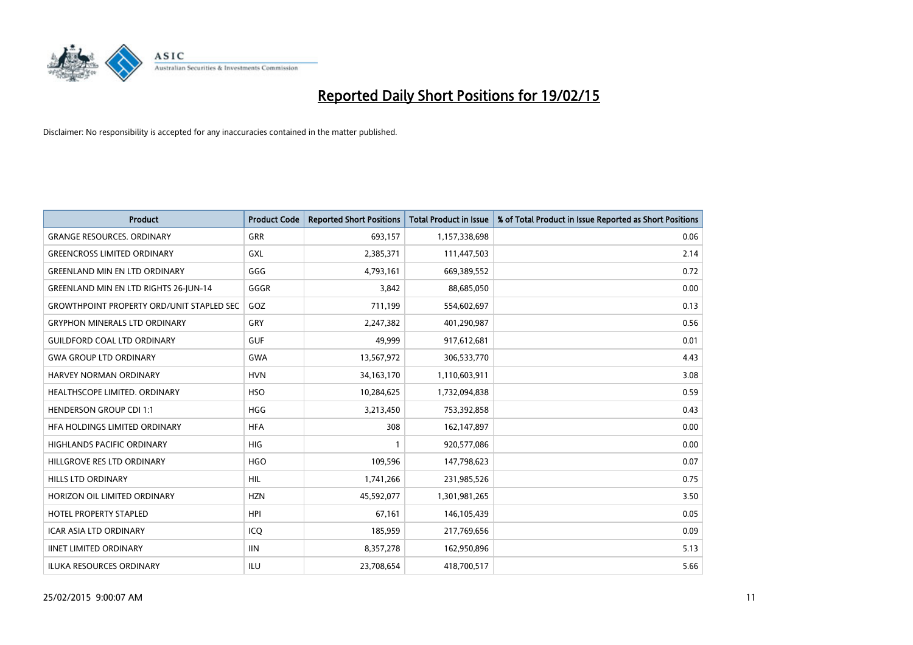# Reported Daily Short Positions for 19/02/15

Disclaimer: No responsibility is accepted for any inaccuracies contained in the matter published.

| Product | Product Code | Reported Short Positions | Total Product in Issue | % of Total Product in Issue Reported as Short Positions |
|---|---|---|---|---|
| GRANGE RESOURCES. ORDINARY | GRR | 693,157 | 1,157,338,698 | 0.06 |
| GREENCROSS LIMITED ORDINARY | GXL | 2,385,371 | 111,447,503 | 2.14 |
| GREENLAND MIN EN LTD ORDINARY | GGG | 4,793,161 | 669,389,552 | 0.72 |
| GREENLAND MIN EN LTD RIGHTS 26-JUN-14 | GGGR | 3,842 | 88,685,050 | 0.00 |
| GROWTHPOINT PROPERTY ORD/UNIT STAPLED SEC | GOZ | 711,199 | 554,602,697 | 0.13 |
| GRYPHON MINERALS LTD ORDINARY | GRY | 2,247,382 | 401,290,987 | 0.56 |
| GUILDFORD COAL LTD ORDINARY | GUF | 49,999 | 917,612,681 | 0.01 |
| GWA GROUP LTD ORDINARY | GWA | 13,567,972 | 306,533,770 | 4.43 |
| HARVEY NORMAN ORDINARY | HVN | 34,163,170 | 1,110,603,911 | 3.08 |
| HEALTHSCOPE LIMITED. ORDINARY | HSO | 10,284,625 | 1,732,094,838 | 0.59 |
| HENDERSON GROUP CDI 1:1 | HGG | 3,213,450 | 753,392,858 | 0.43 |
| HFA HOLDINGS LIMITED ORDINARY | HFA | 308 | 162,147,897 | 0.00 |
| HIGHLANDS PACIFIC ORDINARY | HIG | 1 | 920,577,086 | 0.00 |
| HILLGROVE RES LTD ORDINARY | HGO | 109,596 | 147,798,623 | 0.07 |
| HILLS LTD ORDINARY | HIL | 1,741,266 | 231,985,526 | 0.75 |
| HORIZON OIL LIMITED ORDINARY | HZN | 45,592,077 | 1,301,981,265 | 3.50 |
| HOTEL PROPERTY STAPLED | HPI | 67,161 | 146,105,439 | 0.05 |
| ICAR ASIA LTD ORDINARY | ICQ | 185,959 | 217,769,656 | 0.09 |
| IINET LIMITED ORDINARY | IIN | 8,357,278 | 162,950,896 | 5.13 |
| ILUKA RESOURCES ORDINARY | ILU | 23,708,654 | 418,700,517 | 5.66 |

25/02/2015 9:00:07 AM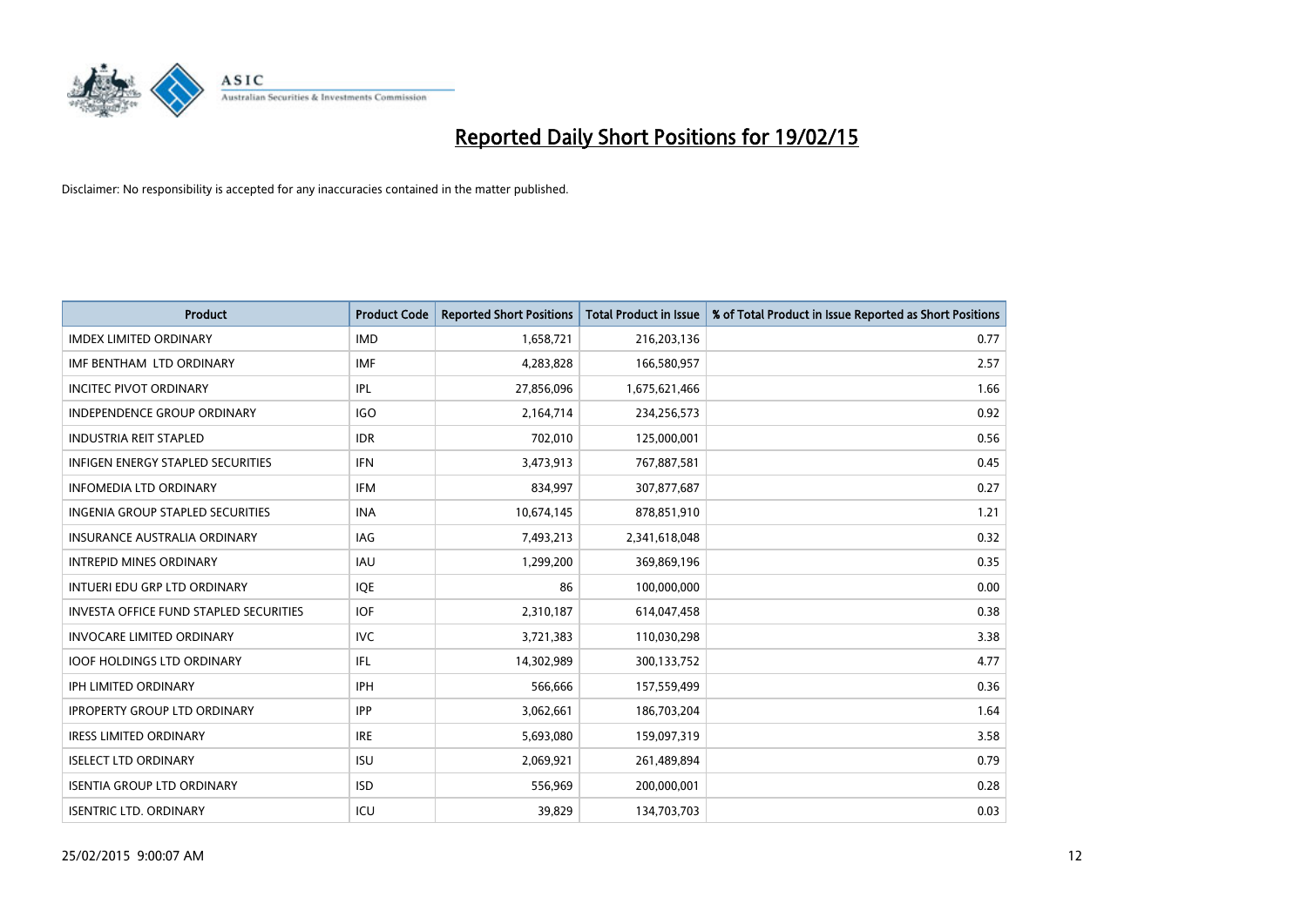# Reported Daily Short Positions for 19/02/15

Disclaimer: No responsibility is accepted for any inaccuracies contained in the matter published.

| Product | Product Code | Reported Short Positions | Total Product in Issue | % of Total Product in Issue Reported as Short Positions |
|---|---|---|---|---|
| IMDEX LIMITED ORDINARY | IMD | 1,658,721 | 216,203,136 | 0.77 |
| IMF BENTHAM LTD ORDINARY | IMF | 4,283,828 | 166,580,957 | 2.57 |
| INCITEC PIVOT ORDINARY | IPL | 27,856,096 | 1,675,621,466 | 1.66 |
| INDEPENDENCE GROUP ORDINARY | IGO | 2,164,714 | 234,256,573 | 0.92 |
| INDUSTRIA REIT STAPLED | IDR | 702,010 | 125,000,001 | 0.56 |
| INFIGEN ENERGY STAPLED SECURITIES | IFN | 3,473,913 | 767,887,581 | 0.45 |
| INFOMEDIA LTD ORDINARY | IFM | 834,997 | 307,877,687 | 0.27 |
| INGENIA GROUP STAPLED SECURITIES | INA | 10,674,145 | 878,851,910 | 1.21 |
| INSURANCE AUSTRALIA ORDINARY | IAG | 7,493,213 | 2,341,618,048 | 0.32 |
| INTREPID MINES ORDINARY | IAU | 1,299,200 | 369,869,196 | 0.35 |
| INTUERI EDU GRP LTD ORDINARY | IQE | 86 | 100,000,000 | 0.00 |
| INVESTA OFFICE FUND STAPLED SECURITIES | IOF | 2,310,187 | 614,047,458 | 0.38 |
| INVOCARE LIMITED ORDINARY | IVC | 3,721,383 | 110,030,298 | 3.38 |
| IOOF HOLDINGS LTD ORDINARY | IFL | 14,302,989 | 300,133,752 | 4.77 |
| IPH LIMITED ORDINARY | IPH | 566,666 | 157,559,499 | 0.36 |
| IPROPERTY GROUP LTD ORDINARY | IPP | 3,062,661 | 186,703,204 | 1.64 |
| IRESS LIMITED ORDINARY | IRE | 5,693,080 | 159,097,319 | 3.58 |
| ISELECT LTD ORDINARY | ISU | 2,069,921 | 261,489,894 | 0.79 |
| ISENTIA GROUP LTD ORDINARY | ISD | 556,969 | 200,000,001 | 0.28 |
| ISENTRIC LTD. ORDINARY | ICU | 39,829 | 134,703,703 | 0.03 |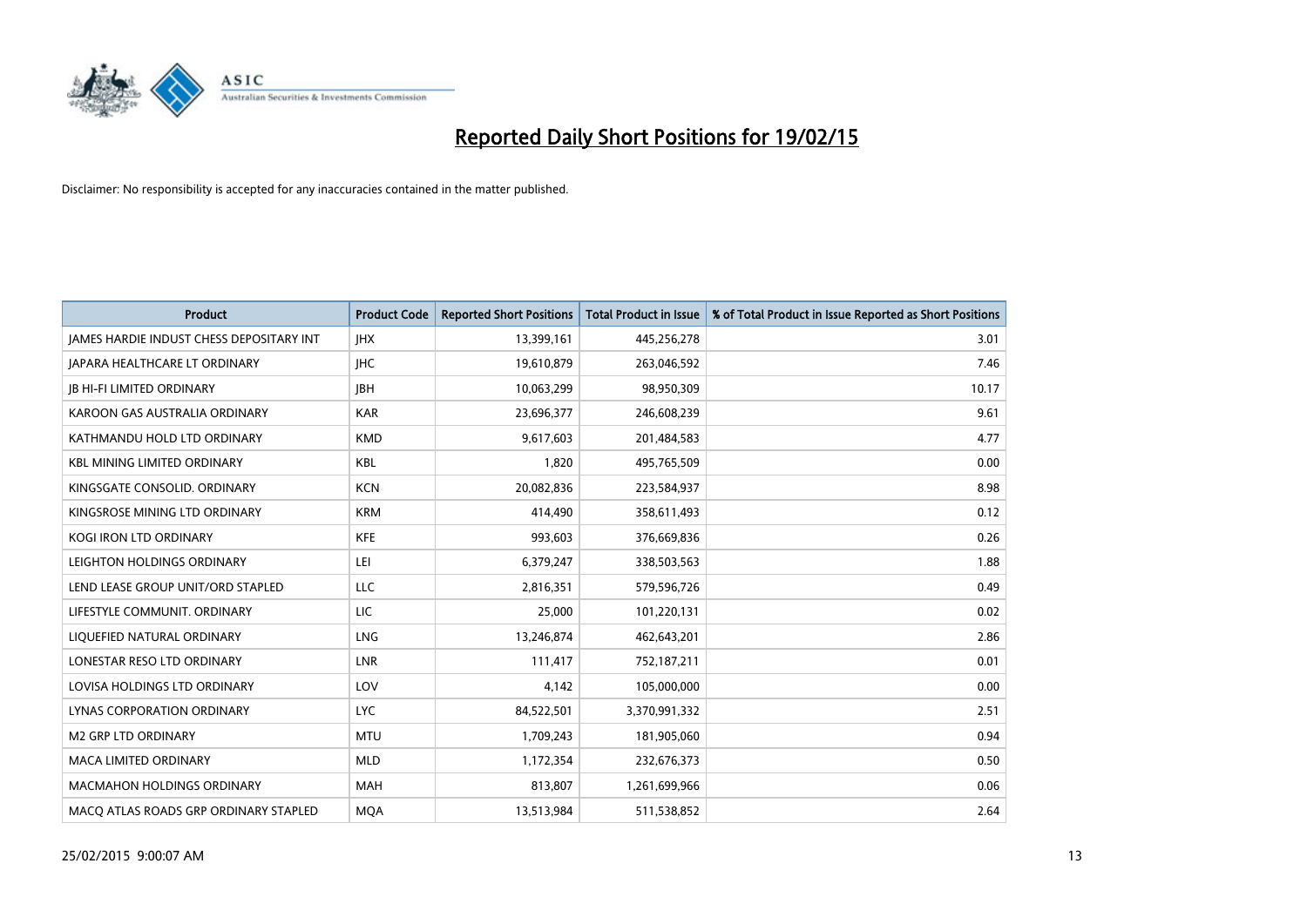# Reported Daily Short Positions for 19/02/15

Disclaimer: No responsibility is accepted for any inaccuracies contained in the matter published.

| Product | Product Code | Reported Short Positions | Total Product in Issue | % of Total Product in Issue Reported as Short Positions |
|---|---|---|---|---|
| JAMES HARDIE INDUST CHESS DEPOSITARY INT | JHX | 13,399,161 | 445,256,278 | 3.01 |
| JAPARA HEALTHCARE LT ORDINARY | JHC | 19,610,879 | 263,046,592 | 7.46 |
| JB HI-FI LIMITED ORDINARY | JBH | 10,063,299 | 98,950,309 | 10.17 |
| KAROON GAS AUSTRALIA ORDINARY | KAR | 23,696,377 | 246,608,239 | 9.61 |
| KATHMANDU HOLD LTD ORDINARY | KMD | 9,617,603 | 201,484,583 | 4.77 |
| KBL MINING LIMITED ORDINARY | KBL | 1,820 | 495,765,509 | 0.00 |
| KINGSGATE CONSOLID. ORDINARY | KCN | 20,082,836 | 223,584,937 | 8.98 |
| KINGSROSE MINING LTD ORDINARY | KRM | 414,490 | 358,611,493 | 0.12 |
| KOGI IRON LTD ORDINARY | KFE | 993,603 | 376,669,836 | 0.26 |
| LEIGHTON HOLDINGS ORDINARY | LEI | 6,379,247 | 338,503,563 | 1.88 |
| LEND LEASE GROUP UNIT/ORD STAPLED | LLC | 2,816,351 | 579,596,726 | 0.49 |
| LIFESTYLE COMMUNIT. ORDINARY | LIC | 25,000 | 101,220,131 | 0.02 |
| LIQUEFIED NATURAL ORDINARY | LNG | 13,246,874 | 462,643,201 | 2.86 |
| LONESTAR RESO LTD ORDINARY | LNR | 111,417 | 752,187,211 | 0.01 |
| LOVISA HOLDINGS LTD ORDINARY | LOV | 4,142 | 105,000,000 | 0.00 |
| LYNAS CORPORATION ORDINARY | LYC | 84,522,501 | 3,370,991,332 | 2.51 |
| M2 GRP LTD ORDINARY | MTU | 1,709,243 | 181,905,060 | 0.94 |
| MACA LIMITED ORDINARY | MLD | 1,172,354 | 232,676,373 | 0.50 |
| MACMAHON HOLDINGS ORDINARY | MAH | 813,807 | 1,261,699,966 | 0.06 |
| MACQ ATLAS ROADS GRP ORDINARY STAPLED | MQA | 13,513,984 | 511,538,852 | 2.64 |

25/02/2015 9:00:07 AM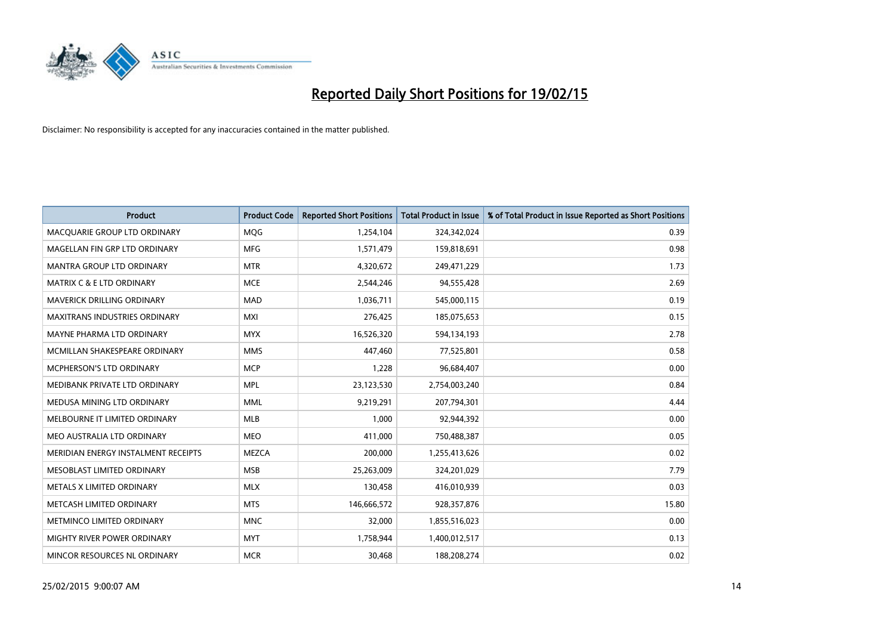# Reported Daily Short Positions for 19/02/15

Disclaimer: No responsibility is accepted for any inaccuracies contained in the matter published.

| Product | Product Code | Reported Short Positions | Total Product in Issue | % of Total Product in Issue Reported as Short Positions |
|---|---|---|---|---|
| MACQUARIE GROUP LTD ORDINARY | MQG | 1,254,104 | 324,342,024 | 0.39 |
| MAGELLAN FIN GRP LTD ORDINARY | MFG | 1,571,479 | 159,818,691 | 0.98 |
| MANTRA GROUP LTD ORDINARY | MTR | 4,320,672 | 249,471,229 | 1.73 |
| MATRIX C & E LTD ORDINARY | MCE | 2,544,246 | 94,555,428 | 2.69 |
| MAVERICK DRILLING ORDINARY | MAD | 1,036,711 | 545,000,115 | 0.19 |
| MAXITRANS INDUSTRIES ORDINARY | MXI | 276,425 | 185,075,653 | 0.15 |
| MAYNE PHARMA LTD ORDINARY | MYX | 16,526,320 | 594,134,193 | 2.78 |
| MCMILLAN SHAKESPEARE ORDINARY | MMS | 447,460 | 77,525,801 | 0.58 |
| MCPHERSON'S LTD ORDINARY | MCP | 1,228 | 96,684,407 | 0.00 |
| MEDIBANK PRIVATE LTD ORDINARY | MPL | 23,123,530 | 2,754,003,240 | 0.84 |
| MEDUSA MINING LTD ORDINARY | MML | 9,219,291 | 207,794,301 | 4.44 |
| MELBOURNE IT LIMITED ORDINARY | MLB | 1,000 | 92,944,392 | 0.00 |
| MEO AUSTRALIA LTD ORDINARY | MEO | 411,000 | 750,488,387 | 0.05 |
| MERIDIAN ENERGY INSTALMENT RECEIPTS | MEZCA | 200,000 | 1,255,413,626 | 0.02 |
| MESOBLAST LIMITED ORDINARY | MSB | 25,263,009 | 324,201,029 | 7.79 |
| METALS X LIMITED ORDINARY | MLX | 130,458 | 416,010,939 | 0.03 |
| METCASH LIMITED ORDINARY | MTS | 146,666,572 | 928,357,876 | 15.80 |
| METMINCO LIMITED ORDINARY | MNC | 32,000 | 1,855,516,023 | 0.00 |
| MIGHTY RIVER POWER ORDINARY | MYT | 1,758,944 | 1,400,012,517 | 0.13 |
| MINCOR RESOURCES NL ORDINARY | MCR | 30,468 | 188,208,274 | 0.02 |

25/02/2015 9:00:07 AM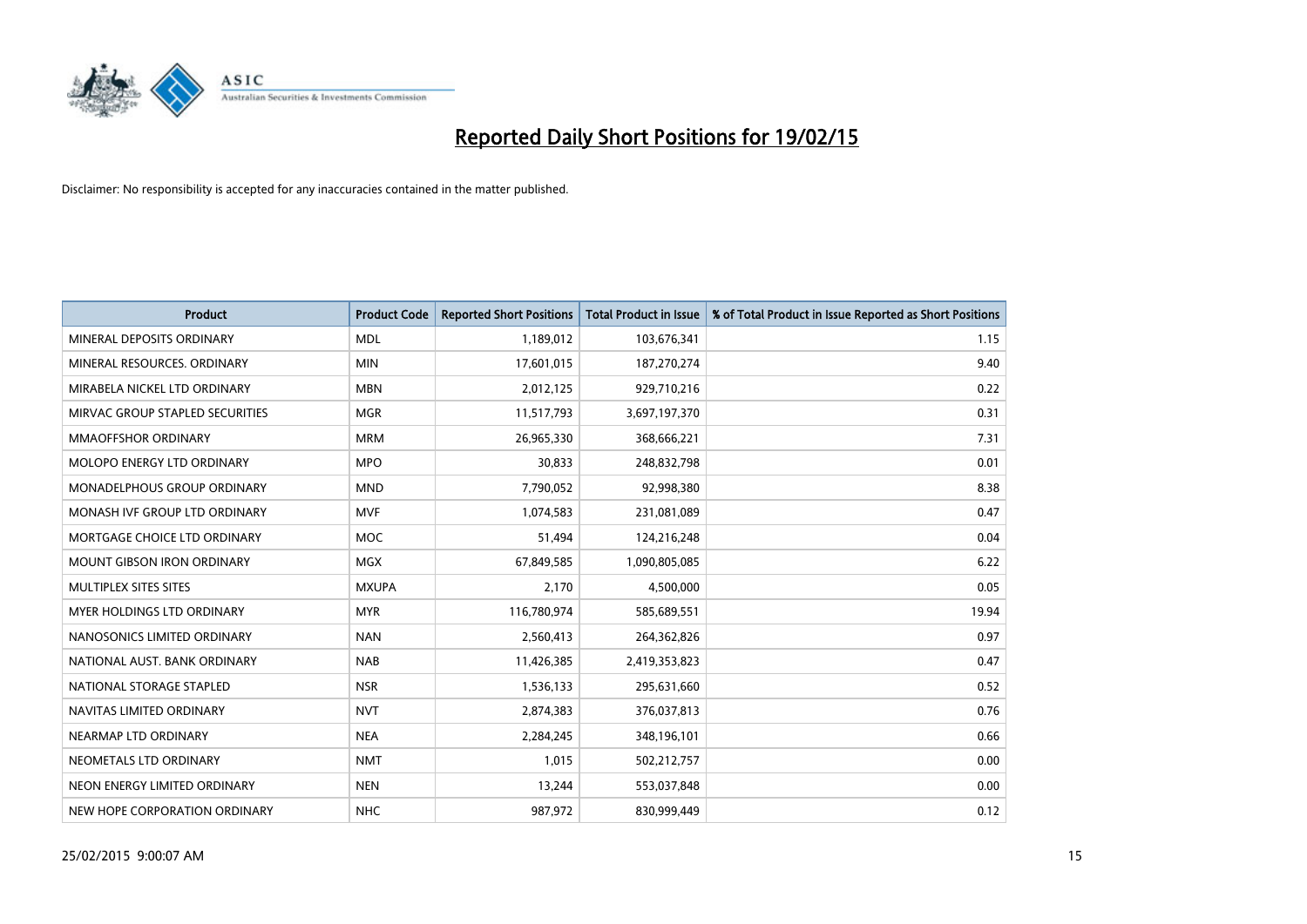# Reported Daily Short Positions for 19/02/15

Disclaimer: No responsibility is accepted for any inaccuracies contained in the matter published.

| Product | Product Code | Reported Short Positions | Total Product in Issue | % of Total Product in Issue Reported as Short Positions |
|---|---|---|---|---|
| MINERAL DEPOSITS ORDINARY | MDL | 1,189,012 | 103,676,341 | 1.15 |
| MINERAL RESOURCES. ORDINARY | MIN | 17,601,015 | 187,270,274 | 9.40 |
| MIRABELA NICKEL LTD ORDINARY | MBN | 2,012,125 | 929,710,216 | 0.22 |
| MIRVAC GROUP STAPLED SECURITIES | MGR | 11,517,793 | 3,697,197,370 | 0.31 |
| MMAOFFSHOR ORDINARY | MRM | 26,965,330 | 368,666,221 | 7.31 |
| MOLOPO ENERGY LTD ORDINARY | MPO | 30,833 | 248,832,798 | 0.01 |
| MONADELPHOUS GROUP ORDINARY | MND | 7,790,052 | 92,998,380 | 8.38 |
| MONASH IVF GROUP LTD ORDINARY | MVF | 1,074,583 | 231,081,089 | 0.47 |
| MORTGAGE CHOICE LTD ORDINARY | MOC | 51,494 | 124,216,248 | 0.04 |
| MOUNT GIBSON IRON ORDINARY | MGX | 67,849,585 | 1,090,805,085 | 6.22 |
| MULTIPLEX SITES SITES | MXUPA | 2,170 | 4,500,000 | 0.05 |
| MYER HOLDINGS LTD ORDINARY | MYR | 116,780,974 | 585,689,551 | 19.94 |
| NANOSONICS LIMITED ORDINARY | NAN | 2,560,413 | 264,362,826 | 0.97 |
| NATIONAL AUST. BANK ORDINARY | NAB | 11,426,385 | 2,419,353,823 | 0.47 |
| NATIONAL STORAGE STAPLED | NSR | 1,536,133 | 295,631,660 | 0.52 |
| NAVITAS LIMITED ORDINARY | NVT | 2,874,383 | 376,037,813 | 0.76 |
| NEARMAP LTD ORDINARY | NEA | 2,284,245 | 348,196,101 | 0.66 |
| NEOMETALS LTD ORDINARY | NMT | 1,015 | 502,212,757 | 0.00 |
| NEON ENERGY LIMITED ORDINARY | NEN | 13,244 | 553,037,848 | 0.00 |
| NEW HOPE CORPORATION ORDINARY | NHC | 987,972 | 830,999,449 | 0.12 |

25/02/2015 9:00:07 AM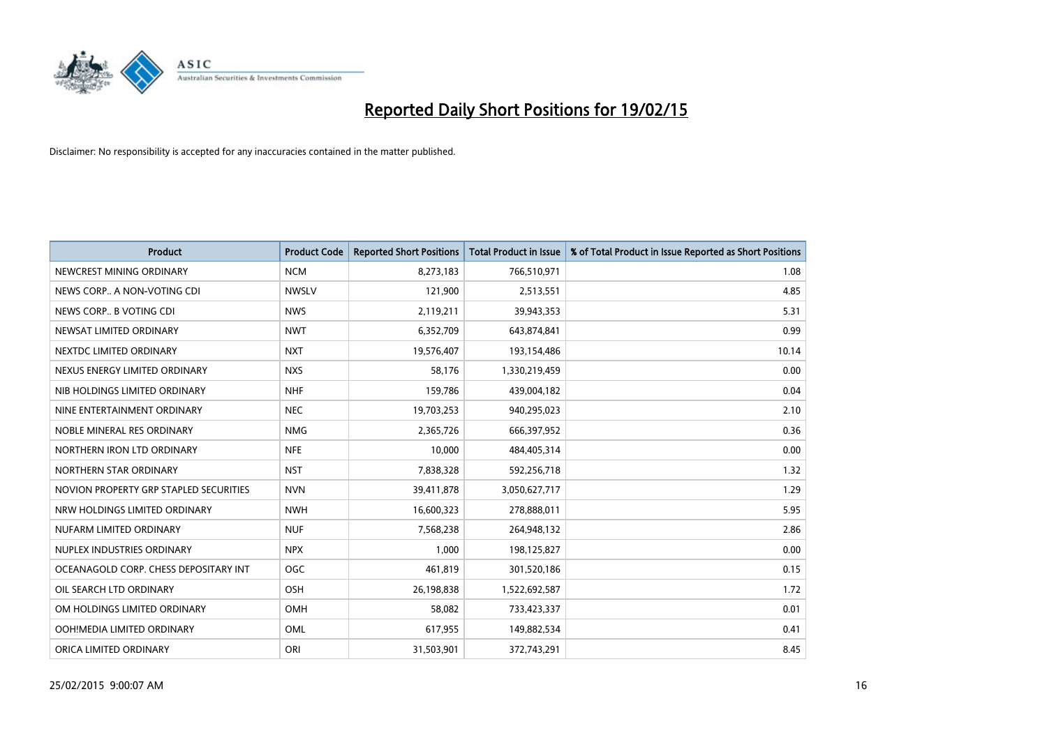# Reported Daily Short Positions for 19/02/15

Disclaimer: No responsibility is accepted for any inaccuracies contained in the matter published.

| Product | Product Code | Reported Short Positions | Total Product in Issue | % of Total Product in Issue Reported as Short Positions |
|---|---|---|---|---|
| NEWCREST MINING ORDINARY | NCM | 8,273,183 | 766,510,971 | 1.08 |
| NEWS CORP.. A NON-VOTING CDI | NWSLV | 121,900 | 2,513,551 | 4.85 |
| NEWS CORP.. B VOTING CDI | NWS | 2,119,211 | 39,943,353 | 5.31 |
| NEWSAT LIMITED ORDINARY | NWT | 6,352,709 | 643,874,841 | 0.99 |
| NEXTDC LIMITED ORDINARY | NXT | 19,576,407 | 193,154,486 | 10.14 |
| NEXUS ENERGY LIMITED ORDINARY | NXS | 58,176 | 1,330,219,459 | 0.00 |
| NIB HOLDINGS LIMITED ORDINARY | NHF | 159,786 | 439,004,182 | 0.04 |
| NINE ENTERTAINMENT ORDINARY | NEC | 19,703,253 | 940,295,023 | 2.10 |
| NOBLE MINERAL RES ORDINARY | NMG | 2,365,726 | 666,397,952 | 0.36 |
| NORTHERN IRON LTD ORDINARY | NFE | 10,000 | 484,405,314 | 0.00 |
| NORTHERN STAR ORDINARY | NST | 7,838,328 | 592,256,718 | 1.32 |
| NOVION PROPERTY GRP STAPLED SECURITIES | NVN | 39,411,878 | 3,050,627,717 | 1.29 |
| NRW HOLDINGS LIMITED ORDINARY | NWH | 16,600,323 | 278,888,011 | 5.95 |
| NUFARM LIMITED ORDINARY | NUF | 7,568,238 | 264,948,132 | 2.86 |
| NUPLEX INDUSTRIES ORDINARY | NPX | 1,000 | 198,125,827 | 0.00 |
| OCEANAGOLD CORP. CHESS DEPOSITARY INT | OGC | 461,819 | 301,520,186 | 0.15 |
| OIL SEARCH LTD ORDINARY | OSH | 26,198,838 | 1,522,692,587 | 1.72 |
| OM HOLDINGS LIMITED ORDINARY | OMH | 58,082 | 733,423,337 | 0.01 |
| OOH!MEDIA LIMITED ORDINARY | OML | 617,955 | 149,882,534 | 0.41 |
| ORICA LIMITED ORDINARY | ORI | 31,503,901 | 372,743,291 | 8.45 |

25/02/2015 9:00:07 AM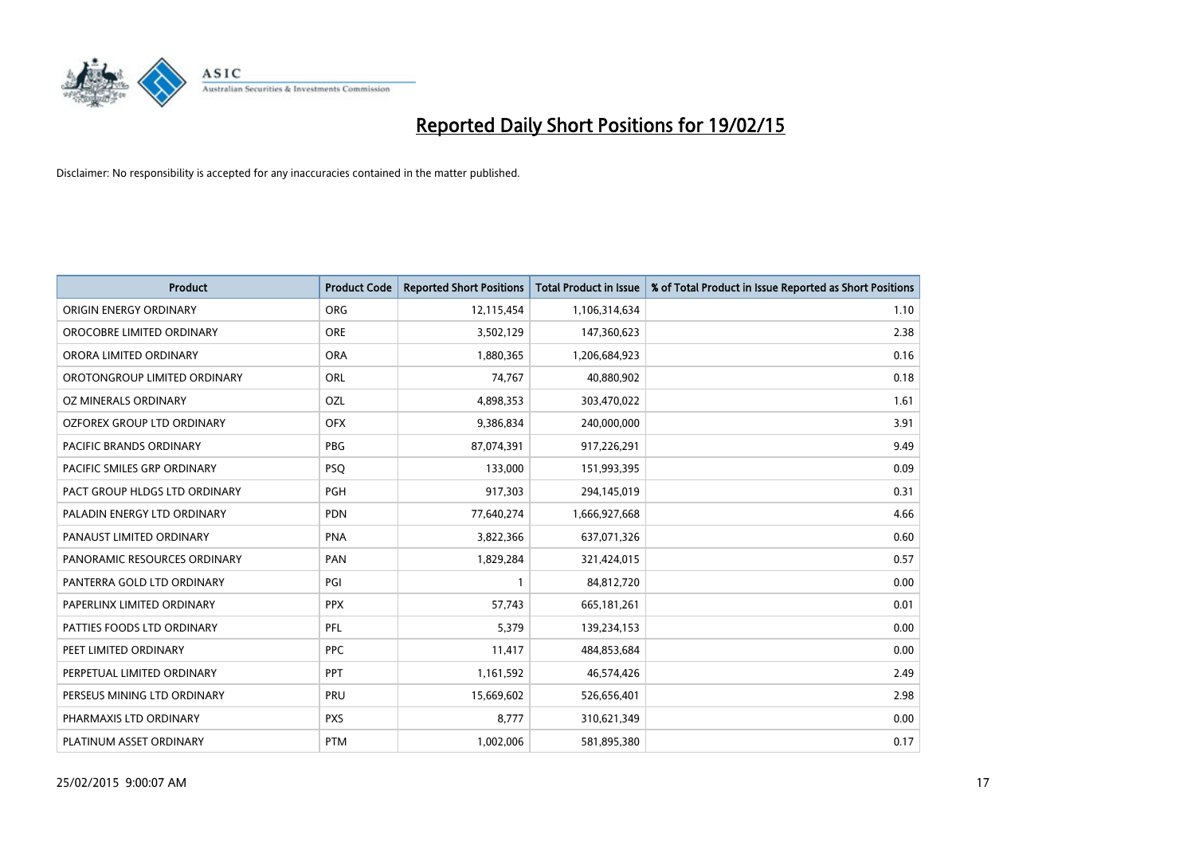# Reported Daily Short Positions for 19/02/15

Disclaimer: No responsibility is accepted for any inaccuracies contained in the matter published.

| Product | Product Code | Reported Short Positions | Total Product in Issue | % of Total Product in Issue Reported as Short Positions |
|---|---|---|---|---|
| ORIGIN ENERGY ORDINARY | ORG | 12,115,454 | 1,106,314,634 | 1.10 |
| OROCOBRE LIMITED ORDINARY | ORE | 3,502,129 | 147,360,623 | 2.38 |
| ORORA LIMITED ORDINARY | ORA | 1,880,365 | 1,206,684,923 | 0.16 |
| OROTONGROUP LIMITED ORDINARY | ORL | 74,767 | 40,880,902 | 0.18 |
| OZ MINERALS ORDINARY | OZL | 4,898,353 | 303,470,022 | 1.61 |
| OZFOREX GROUP LTD ORDINARY | OFX | 9,386,834 | 240,000,000 | 3.91 |
| PACIFIC BRANDS ORDINARY | PBG | 87,074,391 | 917,226,291 | 9.49 |
| PACIFIC SMILES GRP ORDINARY | PSQ | 133,000 | 151,993,395 | 0.09 |
| PACT GROUP HLDGS LTD ORDINARY | PGH | 917,303 | 294,145,019 | 0.31 |
| PALADIN ENERGY LTD ORDINARY | PDN | 77,640,274 | 1,666,927,668 | 4.66 |
| PANAUST LIMITED ORDINARY | PNA | 3,822,366 | 637,071,326 | 0.60 |
| PANORAMIC RESOURCES ORDINARY | PAN | 1,829,284 | 321,424,015 | 0.57 |
| PANTERRA GOLD LTD ORDINARY | PGI | 1 | 84,812,720 | 0.00 |
| PAPERLINX LIMITED ORDINARY | PPX | 57,743 | 665,181,261 | 0.01 |
| PATTIES FOODS LTD ORDINARY | PFL | 5,379 | 139,234,153 | 0.00 |
| PEET LIMITED ORDINARY | PPC | 11,417 | 484,853,684 | 0.00 |
| PERPETUAL LIMITED ORDINARY | PPT | 1,161,592 | 46,574,426 | 2.49 |
| PERSEUS MINING LTD ORDINARY | PRU | 15,669,602 | 526,656,401 | 2.98 |
| PHARMAXIS LTD ORDINARY | PXS | 8,777 | 310,621,349 | 0.00 |
| PLATINUM ASSET ORDINARY | PTM | 1,002,006 | 581,895,380 | 0.17 |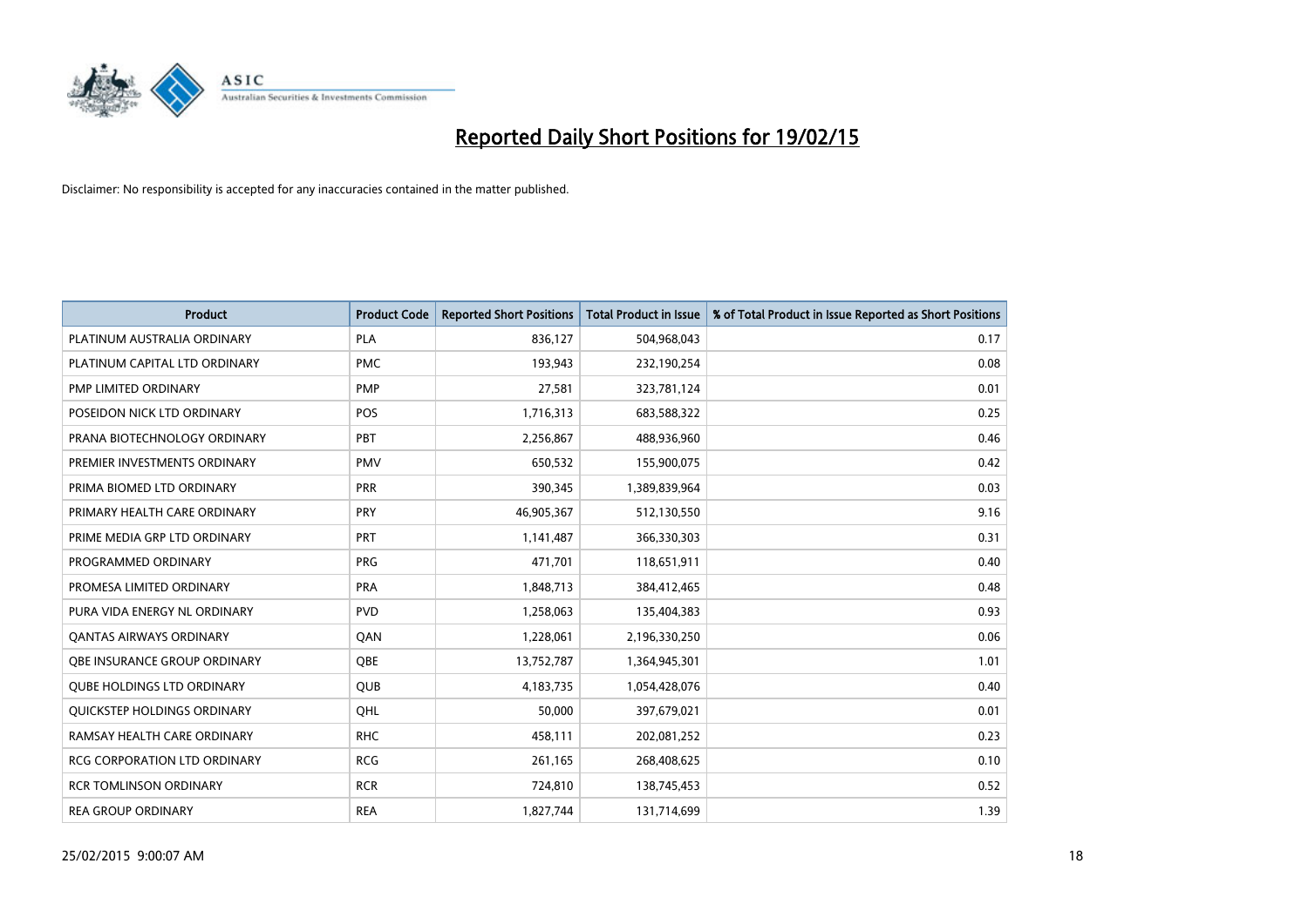# Reported Daily Short Positions for 19/02/15

Disclaimer: No responsibility is accepted for any inaccuracies contained in the matter published.

| Product | Product Code | Reported Short Positions | Total Product in Issue | % of Total Product in Issue Reported as Short Positions |
|---|---|---|---|---|
| PLATINUM AUSTRALIA ORDINARY | PLA | 836,127 | 504,968,043 | 0.17 |
| PLATINUM CAPITAL LTD ORDINARY | PMC | 193,943 | 232,190,254 | 0.08 |
| PMP LIMITED ORDINARY | PMP | 27,581 | 323,781,124 | 0.01 |
| POSEIDON NICK LTD ORDINARY | POS | 1,716,313 | 683,588,322 | 0.25 |
| PRANA BIOTECHNOLOGY ORDINARY | PBT | 2,256,867 | 488,936,960 | 0.46 |
| PREMIER INVESTMENTS ORDINARY | PMV | 650,532 | 155,900,075 | 0.42 |
| PRIMA BIOMED LTD ORDINARY | PRR | 390,345 | 1,389,839,964 | 0.03 |
| PRIMARY HEALTH CARE ORDINARY | PRY | 46,905,367 | 512,130,550 | 9.16 |
| PRIME MEDIA GRP LTD ORDINARY | PRT | 1,141,487 | 366,330,303 | 0.31 |
| PROGRAMMED ORDINARY | PRG | 471,701 | 118,651,911 | 0.40 |
| PROMESA LIMITED ORDINARY | PRA | 1,848,713 | 384,412,465 | 0.48 |
| PURA VIDA ENERGY NL ORDINARY | PVD | 1,258,063 | 135,404,383 | 0.93 |
| QANTAS AIRWAYS ORDINARY | QAN | 1,228,061 | 2,196,330,250 | 0.06 |
| QBE INSURANCE GROUP ORDINARY | QBE | 13,752,787 | 1,364,945,301 | 1.01 |
| QUBE HOLDINGS LTD ORDINARY | QUB | 4,183,735 | 1,054,428,076 | 0.40 |
| QUICKSTEP HOLDINGS ORDINARY | QHL | 50,000 | 397,679,021 | 0.01 |
| RAMSAY HEALTH CARE ORDINARY | RHC | 458,111 | 202,081,252 | 0.23 |
| RCG CORPORATION LTD ORDINARY | RCG | 261,165 | 268,408,625 | 0.10 |
| RCR TOMLINSON ORDINARY | RCR | 724,810 | 138,745,453 | 0.52 |
| REA GROUP ORDINARY | REA | 1,827,744 | 131,714,699 | 1.39 |

25/02/2015 9:00:07 AM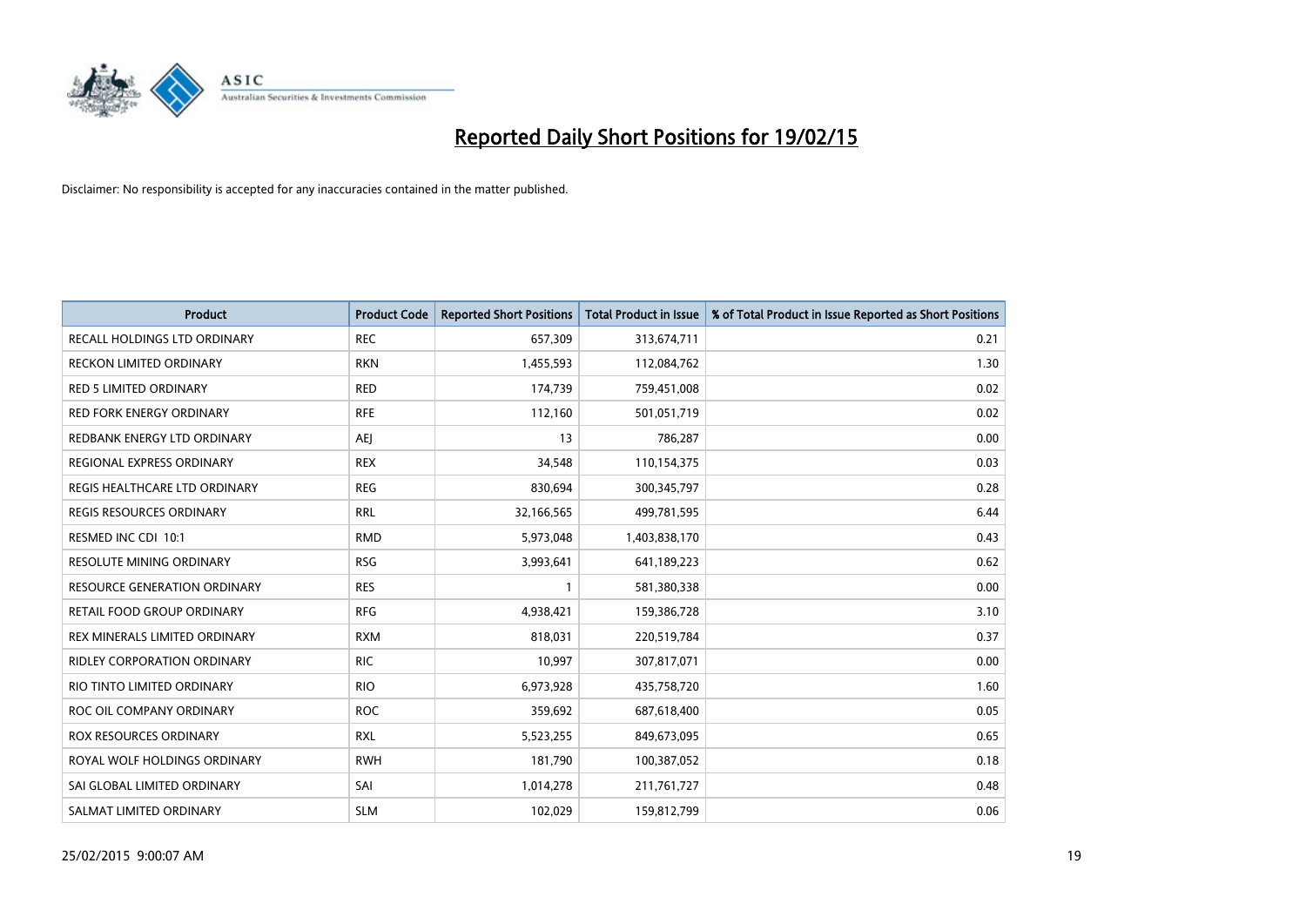# Reported Daily Short Positions for 19/02/15

Disclaimer: No responsibility is accepted for any inaccuracies contained in the matter published.

| Product | Product Code | Reported Short Positions | Total Product in Issue | % of Total Product in Issue Reported as Short Positions |
|---|---|---|---|---|
| RECALL HOLDINGS LTD ORDINARY | REC | 657,309 | 313,674,711 | 0.21 |
| RECKON LIMITED ORDINARY | RKN | 1,455,593 | 112,084,762 | 1.30 |
| RED 5 LIMITED ORDINARY | RED | 174,739 | 759,451,008 | 0.02 |
| RED FORK ENERGY ORDINARY | RFE | 112,160 | 501,051,719 | 0.02 |
| REDBANK ENERGY LTD ORDINARY | AEJ | 13 | 786,287 | 0.00 |
| REGIONAL EXPRESS ORDINARY | REX | 34,548 | 110,154,375 | 0.03 |
| REGIS HEALTHCARE LTD ORDINARY | REG | 830,694 | 300,345,797 | 0.28 |
| REGIS RESOURCES ORDINARY | RRL | 32,166,565 | 499,781,595 | 6.44 |
| RESMED INC CDI 10:1 | RMD | 5,973,048 | 1,403,838,170 | 0.43 |
| RESOLUTE MINING ORDINARY | RSG | 3,993,641 | 641,189,223 | 0.62 |
| RESOURCE GENERATION ORDINARY | RES | 1 | 581,380,338 | 0.00 |
| RETAIL FOOD GROUP ORDINARY | RFG | 4,938,421 | 159,386,728 | 3.10 |
| REX MINERALS LIMITED ORDINARY | RXM | 818,031 | 220,519,784 | 0.37 |
| RIDLEY CORPORATION ORDINARY | RIC | 10,997 | 307,817,071 | 0.00 |
| RIO TINTO LIMITED ORDINARY | RIO | 6,973,928 | 435,758,720 | 1.60 |
| ROC OIL COMPANY ORDINARY | ROC | 359,692 | 687,618,400 | 0.05 |
| ROX RESOURCES ORDINARY | RXL | 5,523,255 | 849,673,095 | 0.65 |
| ROYAL WOLF HOLDINGS ORDINARY | RWH | 181,790 | 100,387,052 | 0.18 |
| SAI GLOBAL LIMITED ORDINARY | SAI | 1,014,278 | 211,761,727 | 0.48 |
| SALMAT LIMITED ORDINARY | SLM | 102,029 | 159,812,799 | 0.06 |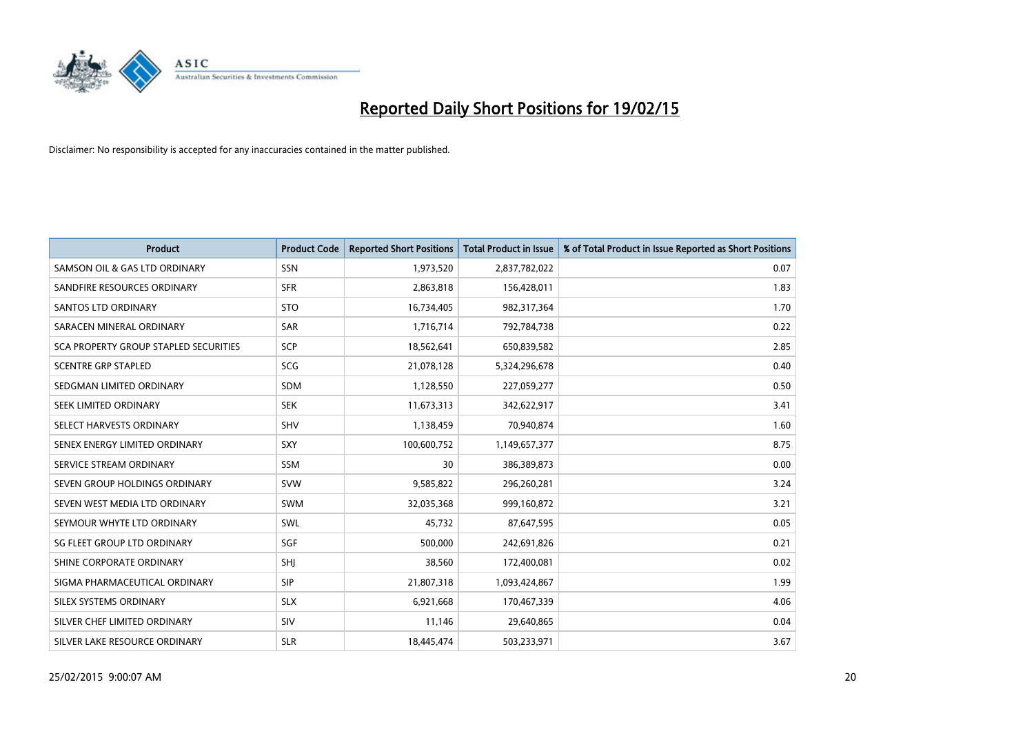# Reported Daily Short Positions for 19/02/15

Disclaimer: No responsibility is accepted for any inaccuracies contained in the matter published.

| Product | Product Code | Reported Short Positions | Total Product in Issue | % of Total Product in Issue Reported as Short Positions |
|---|---|---|---|---|
| SAMSON OIL & GAS LTD ORDINARY | SSN | 1,973,520 | 2,837,782,022 | 0.07 |
| SANDFIRE RESOURCES ORDINARY | SFR | 2,863,818 | 156,428,011 | 1.83 |
| SANTOS LTD ORDINARY | STO | 16,734,405 | 982,317,364 | 1.70 |
| SARACEN MINERAL ORDINARY | SAR | 1,716,714 | 792,784,738 | 0.22 |
| SCA PROPERTY GROUP STAPLED SECURITIES | SCP | 18,562,641 | 650,839,582 | 2.85 |
| SCENTRE GRP STAPLED | SCG | 21,078,128 | 5,324,296,678 | 0.40 |
| SEDGMAN LIMITED ORDINARY | SDM | 1,128,550 | 227,059,277 | 0.50 |
| SEEK LIMITED ORDINARY | SEK | 11,673,313 | 342,622,917 | 3.41 |
| SELECT HARVESTS ORDINARY | SHV | 1,138,459 | 70,940,874 | 1.60 |
| SENEX ENERGY LIMITED ORDINARY | SXY | 100,600,752 | 1,149,657,377 | 8.75 |
| SERVICE STREAM ORDINARY | SSM | 30 | 386,389,873 | 0.00 |
| SEVEN GROUP HOLDINGS ORDINARY | SVW | 9,585,822 | 296,260,281 | 3.24 |
| SEVEN WEST MEDIA LTD ORDINARY | SWM | 32,035,368 | 999,160,872 | 3.21 |
| SEYMOUR WHYTE LTD ORDINARY | SWL | 45,732 | 87,647,595 | 0.05 |
| SG FLEET GROUP LTD ORDINARY | SGF | 500,000 | 242,691,826 | 0.21 |
| SHINE CORPORATE ORDINARY | SHJ | 38,560 | 172,400,081 | 0.02 |
| SIGMA PHARMACEUTICAL ORDINARY | SIP | 21,807,318 | 1,093,424,867 | 1.99 |
| SILEX SYSTEMS ORDINARY | SLX | 6,921,668 | 170,467,339 | 4.06 |
| SILVER CHEF LIMITED ORDINARY | SIV | 11,146 | 29,640,865 | 0.04 |
| SILVER LAKE RESOURCE ORDINARY | SLR | 18,445,474 | 503,233,971 | 3.67 |

25/02/2015 9:00:07 AM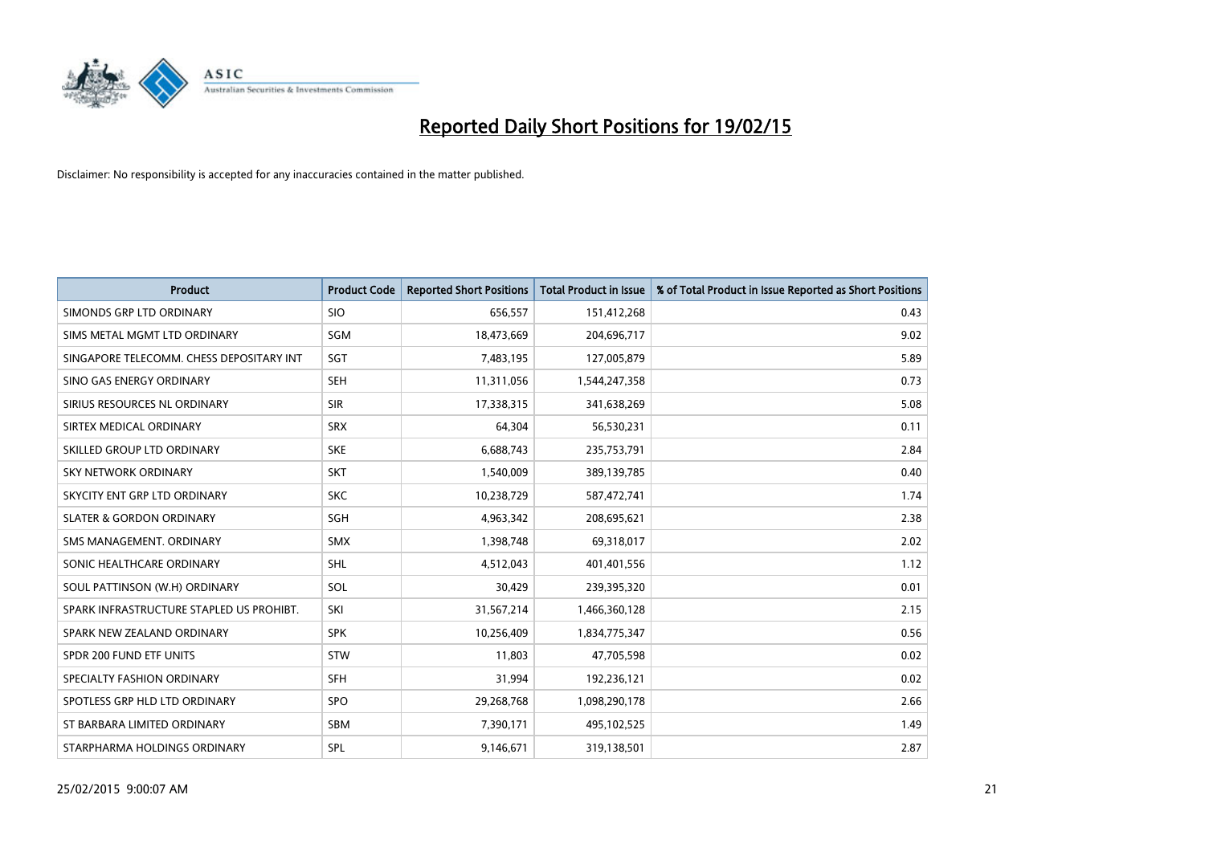# Reported Daily Short Positions for 19/02/15

Disclaimer: No responsibility is accepted for any inaccuracies contained in the matter published.

| Product | Product Code | Reported Short Positions | Total Product in Issue | % of Total Product in Issue Reported as Short Positions |
|---|---|---|---|---|
| SIMONDS GRP LTD ORDINARY | SIO | 656,557 | 151,412,268 | 0.43 |
| SIMS METAL MGMT LTD ORDINARY | SGM | 18,473,669 | 204,696,717 | 9.02 |
| SINGAPORE TELECOMM. CHESS DEPOSITARY INT | SGT | 7,483,195 | 127,005,879 | 5.89 |
| SINO GAS ENERGY ORDINARY | SEH | 11,311,056 | 1,544,247,358 | 0.73 |
| SIRIUS RESOURCES NL ORDINARY | SIR | 17,338,315 | 341,638,269 | 5.08 |
| SIRTEX MEDICAL ORDINARY | SRX | 64,304 | 56,530,231 | 0.11 |
| SKILLED GROUP LTD ORDINARY | SKE | 6,688,743 | 235,753,791 | 2.84 |
| SKY NETWORK ORDINARY | SKT | 1,540,009 | 389,139,785 | 0.40 |
| SKYCITY ENT GRP LTD ORDINARY | SKC | 10,238,729 | 587,472,741 | 1.74 |
| SLATER & GORDON ORDINARY | SGH | 4,963,342 | 208,695,621 | 2.38 |
| SMS MANAGEMENT. ORDINARY | SMX | 1,398,748 | 69,318,017 | 2.02 |
| SONIC HEALTHCARE ORDINARY | SHL | 4,512,043 | 401,401,556 | 1.12 |
| SOUL PATTINSON (W.H) ORDINARY | SOL | 30,429 | 239,395,320 | 0.01 |
| SPARK INFRASTRUCTURE STAPLED US PROHIBT. | SKI | 31,567,214 | 1,466,360,128 | 2.15 |
| SPARK NEW ZEALAND ORDINARY | SPK | 10,256,409 | 1,834,775,347 | 0.56 |
| SPDR 200 FUND ETF UNITS | STW | 11,803 | 47,705,598 | 0.02 |
| SPECIALTY FASHION ORDINARY | SFH | 31,994 | 192,236,121 | 0.02 |
| SPOTLESS GRP HLD LTD ORDINARY | SPO | 29,268,768 | 1,098,290,178 | 2.66 |
| ST BARBARA LIMITED ORDINARY | SBM | 7,390,171 | 495,102,525 | 1.49 |
| STARPHARMA HOLDINGS ORDINARY | SPL | 9,146,671 | 319,138,501 | 2.87 |

25/02/2015 9:00:07 AM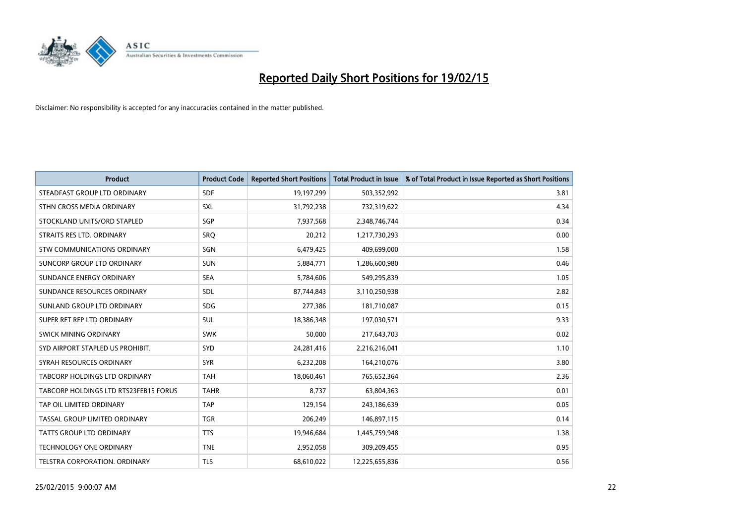# Reported Daily Short Positions for 19/02/15

Disclaimer: No responsibility is accepted for any inaccuracies contained in the matter published.

| Product | Product Code | Reported Short Positions | Total Product in Issue | % of Total Product in Issue Reported as Short Positions |
|---|---|---|---|---|
| STEADFAST GROUP LTD ORDINARY | SDF | 19,197,299 | 503,352,992 | 3.81 |
| STHN CROSS MEDIA ORDINARY | SXL | 31,792,238 | 732,319,622 | 4.34 |
| STOCKLAND UNITS/ORD STAPLED | SGP | 7,937,568 | 2,348,746,744 | 0.34 |
| STRAITS RES LTD. ORDINARY | SRQ | 20,212 | 1,217,730,293 | 0.00 |
| STW COMMUNICATIONS ORDINARY | SGN | 6,479,425 | 409,699,000 | 1.58 |
| SUNCORP GROUP LTD ORDINARY | SUN | 5,884,771 | 1,286,600,980 | 0.46 |
| SUNDANCE ENERGY ORDINARY | SEA | 5,784,606 | 549,295,839 | 1.05 |
| SUNDANCE RESOURCES ORDINARY | SDL | 87,744,843 | 3,110,250,938 | 2.82 |
| SUNLAND GROUP LTD ORDINARY | SDG | 277,386 | 181,710,087 | 0.15 |
| SUPER RET REP LTD ORDINARY | SUL | 18,386,348 | 197,030,571 | 9.33 |
| SWICK MINING ORDINARY | SWK | 50,000 | 217,643,703 | 0.02 |
| SYD AIRPORT STAPLED US PROHIBIT. | SYD | 24,281,416 | 2,216,216,041 | 1.10 |
| SYRAH RESOURCES ORDINARY | SYR | 6,232,208 | 164,210,076 | 3.80 |
| TABCORP HOLDINGS LTD ORDINARY | TAH | 18,060,461 | 765,652,364 | 2.36 |
| TABCORP HOLDINGS LTD RTS23FEB15 FORUS | TAHR | 8,737 | 63,804,363 | 0.01 |
| TAP OIL LIMITED ORDINARY | TAP | 129,154 | 243,186,639 | 0.05 |
| TASSAL GROUP LIMITED ORDINARY | TGR | 206,249 | 146,897,115 | 0.14 |
| TATTS GROUP LTD ORDINARY | TTS | 19,946,684 | 1,445,759,948 | 1.38 |
| TECHNOLOGY ONE ORDINARY | TNE | 2,952,058 | 309,209,455 | 0.95 |
| TELSTRA CORPORATION. ORDINARY | TLS | 68,610,022 | 12,225,655,836 | 0.56 |

25/02/2015 9:00:07 AM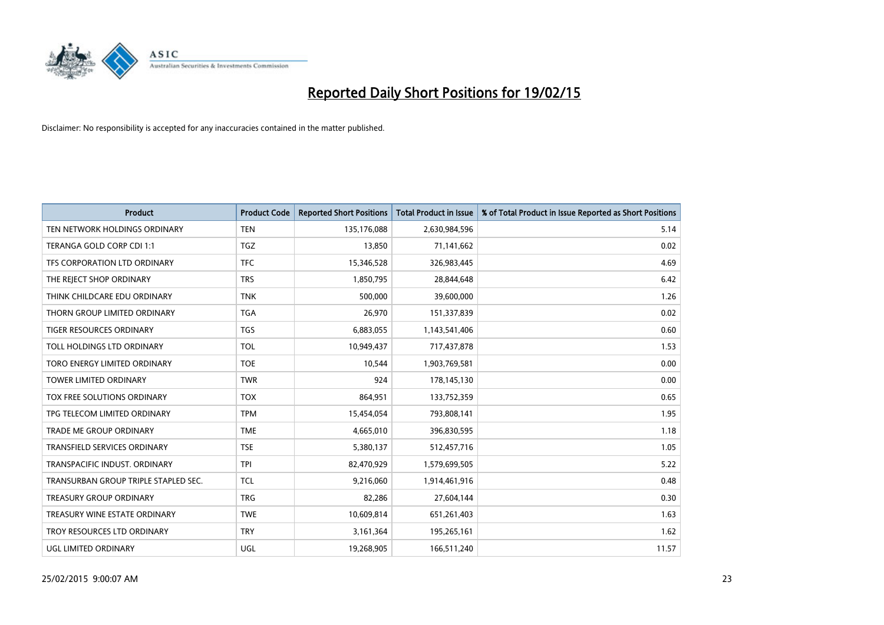# Reported Daily Short Positions for 19/02/15

Disclaimer: No responsibility is accepted for any inaccuracies contained in the matter published.

| Product | Product Code | Reported Short Positions | Total Product in Issue | % of Total Product in Issue Reported as Short Positions |
|---|---|---|---|---|
| TEN NETWORK HOLDINGS ORDINARY | TEN | 135,176,088 | 2,630,984,596 | 5.14 |
| TERANGA GOLD CORP CDI 1:1 | TGZ | 13,850 | 71,141,662 | 0.02 |
| TFS CORPORATION LTD ORDINARY | TFC | 15,346,528 | 326,983,445 | 4.69 |
| THE REJECT SHOP ORDINARY | TRS | 1,850,795 | 28,844,648 | 6.42 |
| THINK CHILDCARE EDU ORDINARY | TNK | 500,000 | 39,600,000 | 1.26 |
| THORN GROUP LIMITED ORDINARY | TGA | 26,970 | 151,337,839 | 0.02 |
| TIGER RESOURCES ORDINARY | TGS | 6,883,055 | 1,143,541,406 | 0.60 |
| TOLL HOLDINGS LTD ORDINARY | TOL | 10,949,437 | 717,437,878 | 1.53 |
| TORO ENERGY LIMITED ORDINARY | TOE | 10,544 | 1,903,769,581 | 0.00 |
| TOWER LIMITED ORDINARY | TWR | 924 | 178,145,130 | 0.00 |
| TOX FREE SOLUTIONS ORDINARY | TOX | 864,951 | 133,752,359 | 0.65 |
| TPG TELECOM LIMITED ORDINARY | TPM | 15,454,054 | 793,808,141 | 1.95 |
| TRADE ME GROUP ORDINARY | TME | 4,665,010 | 396,830,595 | 1.18 |
| TRANSFIELD SERVICES ORDINARY | TSE | 5,380,137 | 512,457,716 | 1.05 |
| TRANSPACIFIC INDUST. ORDINARY | TPI | 82,470,929 | 1,579,699,505 | 5.22 |
| TRANSURBAN GROUP TRIPLE STAPLED SEC. | TCL | 9,216,060 | 1,914,461,916 | 0.48 |
| TREASURY GROUP ORDINARY | TRG | 82,286 | 27,604,144 | 0.30 |
| TREASURY WINE ESTATE ORDINARY | TWE | 10,609,814 | 651,261,403 | 1.63 |
| TROY RESOURCES LTD ORDINARY | TRY | 3,161,364 | 195,265,161 | 1.62 |
| UGL LIMITED ORDINARY | UGL | 19,268,905 | 166,511,240 | 11.57 |

25/02/2015 9:00:07 AM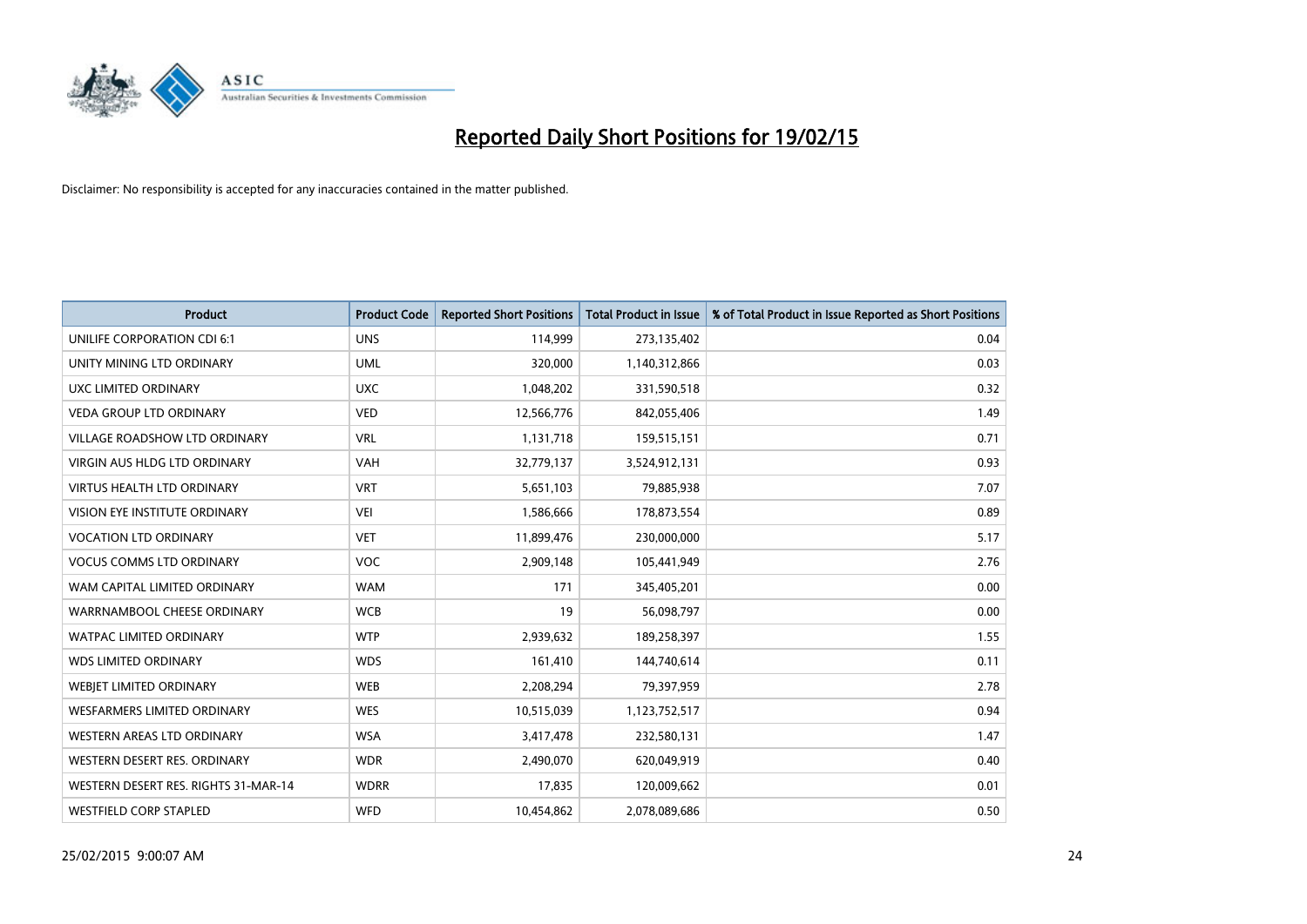# Reported Daily Short Positions for 19/02/15

Disclaimer: No responsibility is accepted for any inaccuracies contained in the matter published.

| Product | Product Code | Reported Short Positions | Total Product in Issue | % of Total Product in Issue Reported as Short Positions |
|---|---|---|---|---|
| UNILIFE CORPORATION CDI 6:1 | UNS | 114,999 | 273,135,402 | 0.04 |
| UNITY MINING LTD ORDINARY | UML | 320,000 | 1,140,312,866 | 0.03 |
| UXC LIMITED ORDINARY | UXC | 1,048,202 | 331,590,518 | 0.32 |
| VEDA GROUP LTD ORDINARY | VED | 12,566,776 | 842,055,406 | 1.49 |
| VILLAGE ROADSHOW LTD ORDINARY | VRL | 1,131,718 | 159,515,151 | 0.71 |
| VIRGIN AUS HLDG LTD ORDINARY | VAH | 32,779,137 | 3,524,912,131 | 0.93 |
| VIRTUS HEALTH LTD ORDINARY | VRT | 5,651,103 | 79,885,938 | 7.07 |
| VISION EYE INSTITUTE ORDINARY | VEI | 1,586,666 | 178,873,554 | 0.89 |
| VOCATION LTD ORDINARY | VET | 11,899,476 | 230,000,000 | 5.17 |
| VOCUS COMMS LTD ORDINARY | VOC | 2,909,148 | 105,441,949 | 2.76 |
| WAM CAPITAL LIMITED ORDINARY | WAM | 171 | 345,405,201 | 0.00 |
| WARRNAMBOOL CHEESE ORDINARY | WCB | 19 | 56,098,797 | 0.00 |
| WATPAC LIMITED ORDINARY | WTP | 2,939,632 | 189,258,397 | 1.55 |
| WDS LIMITED ORDINARY | WDS | 161,410 | 144,740,614 | 0.11 |
| WEBJET LIMITED ORDINARY | WEB | 2,208,294 | 79,397,959 | 2.78 |
| WESFARMERS LIMITED ORDINARY | WES | 10,515,039 | 1,123,752,517 | 0.94 |
| WESTERN AREAS LTD ORDINARY | WSA | 3,417,478 | 232,580,131 | 1.47 |
| WESTERN DESERT RES. ORDINARY | WDR | 2,490,070 | 620,049,919 | 0.40 |
| WESTERN DESERT RES. RIGHTS 31-MAR-14 | WDRR | 17,835 | 120,009,662 | 0.01 |
| WESTFIELD CORP STAPLED | WFD | 10,454,862 | 2,078,089,686 | 0.50 |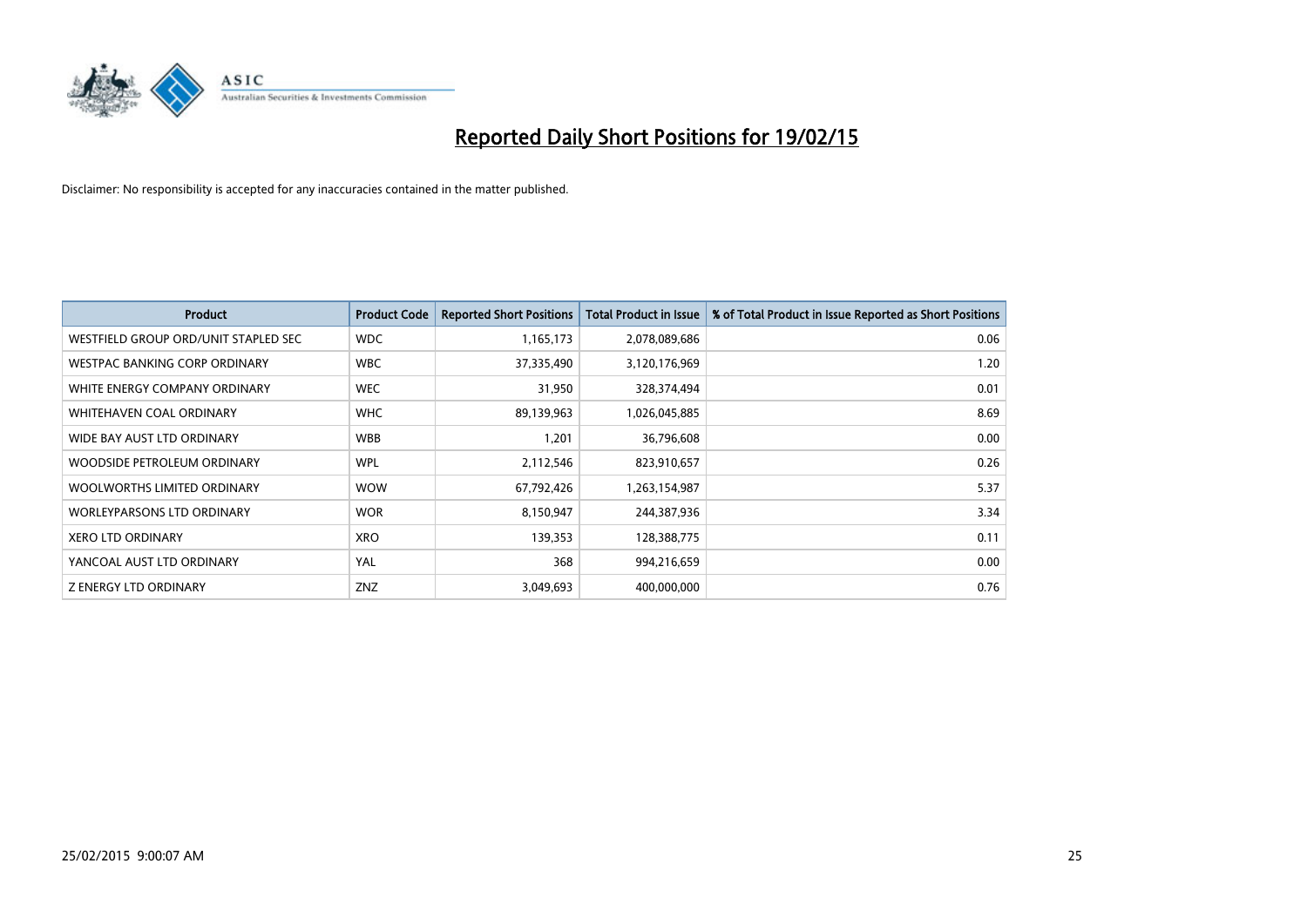# Reported Daily Short Positions for 19/02/15

Disclaimer: No responsibility is accepted for any inaccuracies contained in the matter published.

| Product | Product Code | Reported Short Positions | Total Product in Issue | % of Total Product in Issue Reported as Short Positions |
|---|---|---|---|---|
| WESTFIELD GROUP ORD/UNIT STAPLED SEC | WDC | 1,165,173 | 2,078,089,686 | 0.06 |
| WESTPAC BANKING CORP ORDINARY | WBC | 37,335,490 | 3,120,176,969 | 1.20 |
| WHITE ENERGY COMPANY ORDINARY | WEC | 31,950 | 328,374,494 | 0.01 |
| WHITEHAVEN COAL ORDINARY | WHC | 89,139,963 | 1,026,045,885 | 8.69 |
| WIDE BAY AUST LTD ORDINARY | WBB | 1,201 | 36,796,608 | 0.00 |
| WOODSIDE PETROLEUM ORDINARY | WPL | 2,112,546 | 823,910,657 | 0.26 |
| WOOLWORTHS LIMITED ORDINARY | WOW | 67,792,426 | 1,263,154,987 | 5.37 |
| WORLEYPARSONS LTD ORDINARY | WOR | 8,150,947 | 244,387,936 | 3.34 |
| XERO LTD ORDINARY | XRO | 139,353 | 128,388,775 | 0.11 |
| YANCOAL AUST LTD ORDINARY | YAL | 368 | 994,216,659 | 0.00 |
| Z ENERGY LTD ORDINARY | ZNZ | 3,049,693 | 400,000,000 | 0.76 |